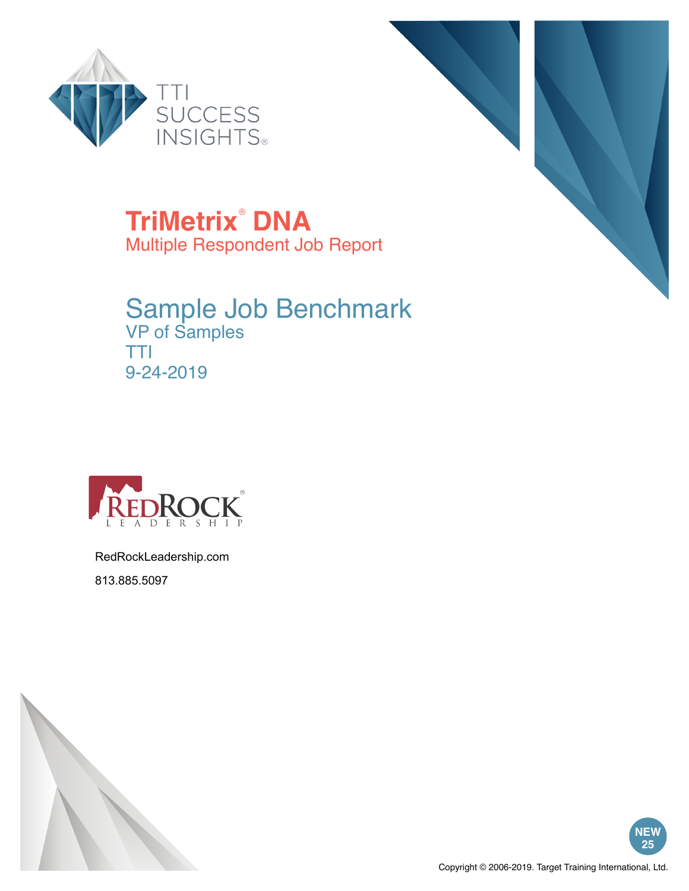TTI SUCCESS INSIGHTS®

# TriMetrix® DNA

Multiple Respondent Job Report

## Sample Job Benchmark

VP of Samples

TTI

9-24-2019

REDROCK® LEADERSHIP

RedRockLeadership.com

813.885.5097

NEW 25

Copyright © 2006-2019. Target Training International, Ltd.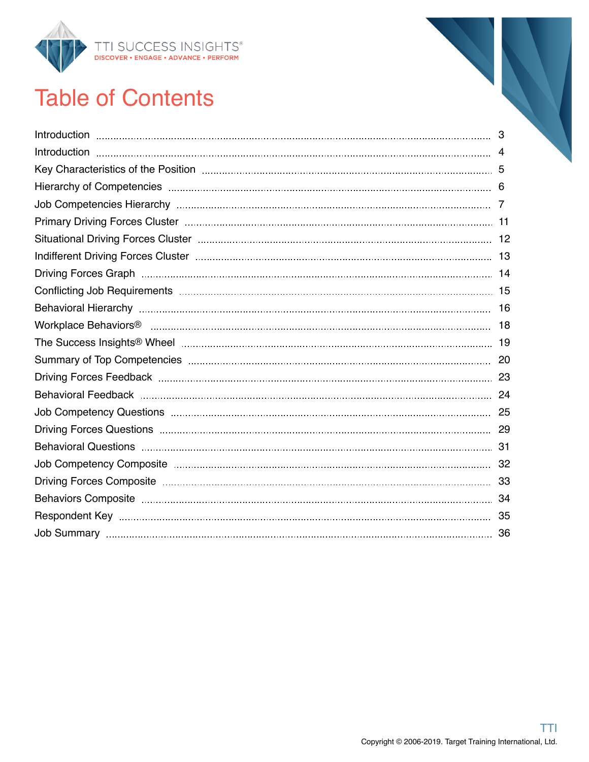# Table of Contents

| | |
|---|---|
| Introduction | 3 |
| Introduction | 4 |
| Key Characteristics of the Position | 5 |
| Hierarchy of Competencies | 6 |
| Job Competencies Hierarchy | 7 |
| Primary Driving Forces Cluster | 11 |
| Situational Driving Forces Cluster | 12 |
| Indifferent Driving Forces Cluster | 13 |
| Driving Forces Graph | 14 |
| Conflicting Job Requirements | 15 |
| Behavioral Hierarchy | 16 |
| Workplace Behaviors® | 18 |
| The Success Insights® Wheel | 19 |
| Summary of Top Competencies | 20 |
| Driving Forces Feedback | 23 |
| Behavioral Feedback | 24 |
| Job Competency Questions | 25 |
| Driving Forces Questions | 29 |
| Behavioral Questions | 31 |
| Job Competency Composite | 32 |
| Driving Forces Composite | 33 |
| Behaviors Composite | 34 |
| Respondent Key | 35 |
| Job Summary | 36 |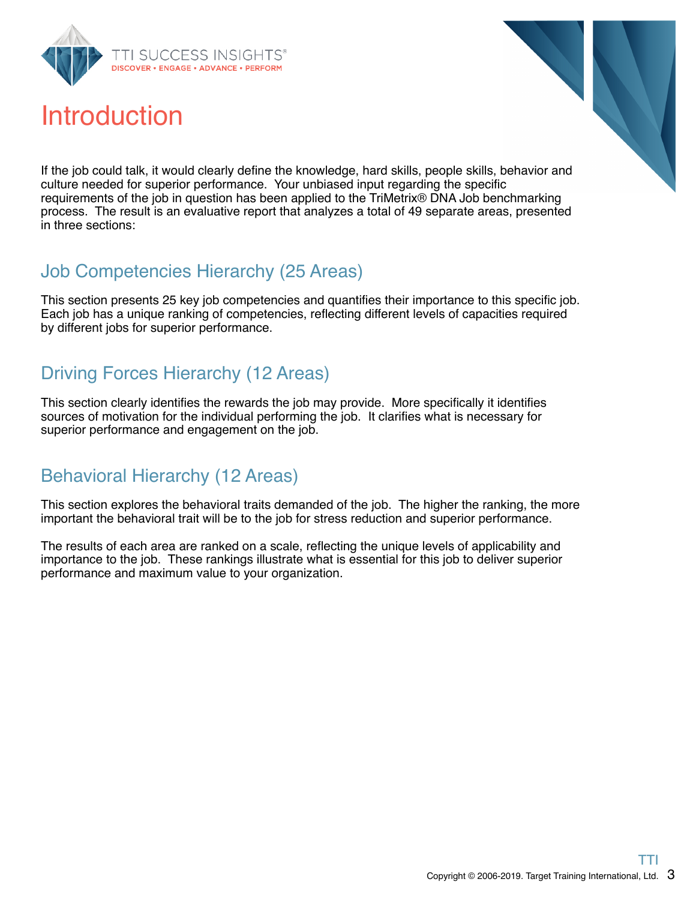# Introduction

If the job could talk, it would clearly define the knowledge, hard skills, people skills, behavior and culture needed for superior performance. Your unbiased input regarding the specific requirements of the job in question has been applied to the TriMetrix® DNA Job benchmarking process. The result is an evaluative report that analyzes a total of 49 separate areas, presented in three sections:

## Job Competencies Hierarchy (25 Areas)

This section presents 25 key job competencies and quantifies their importance to this specific job. Each job has a unique ranking of competencies, reflecting different levels of capacities required by different jobs for superior performance.

## Driving Forces Hierarchy (12 Areas)

This section clearly identifies the rewards the job may provide. More specifically it identifies sources of motivation for the individual performing the job. It clarifies what is necessary for superior performance and engagement on the job.

## Behavioral Hierarchy (12 Areas)

This section explores the behavioral traits demanded of the job. The higher the ranking, the more important the behavioral trait will be to the job for stress reduction and superior performance.

The results of each area are ranked on a scale, reflecting the unique levels of applicability and importance to the job. These rankings illustrate what is essential for this job to deliver superior performance and maximum value to your organization.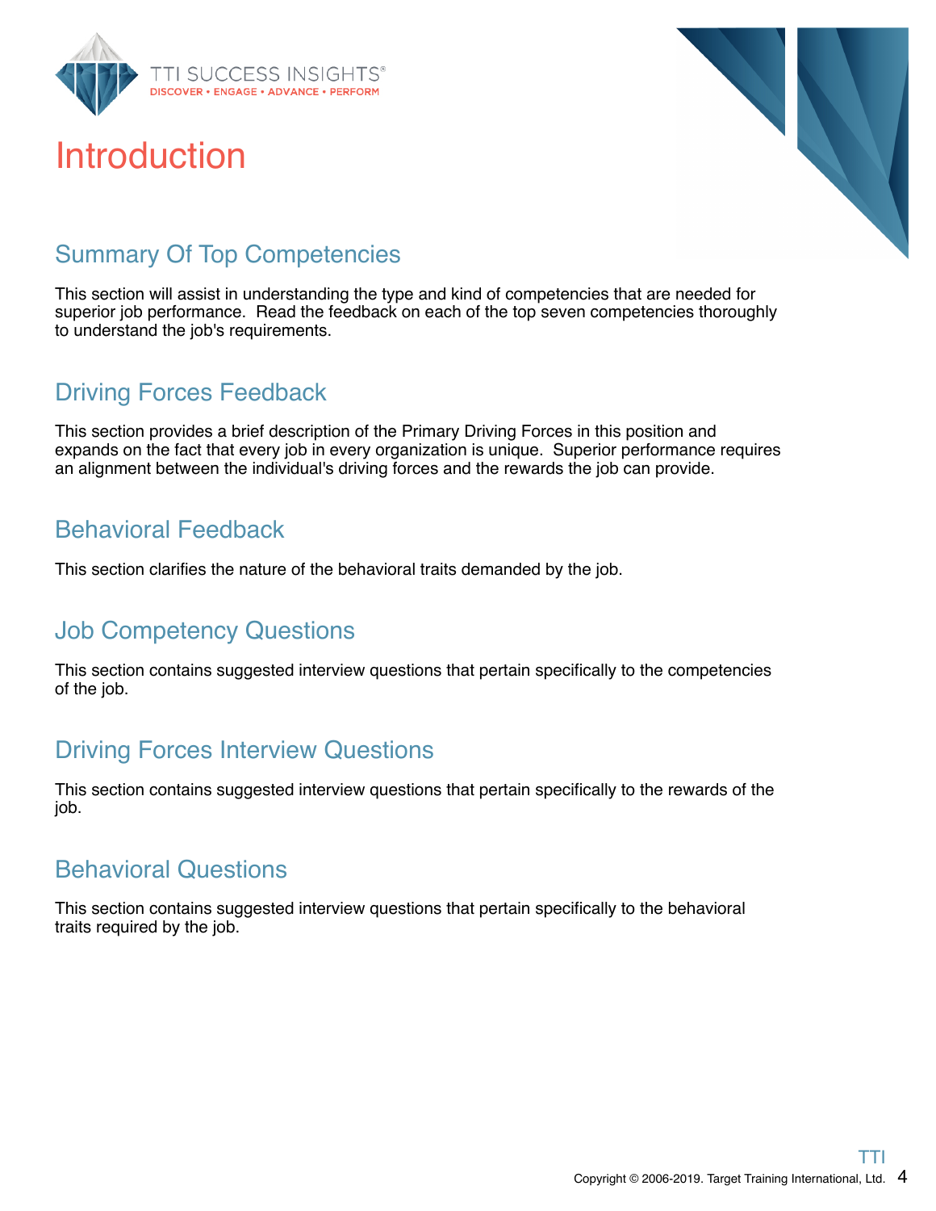# Introduction

## Summary Of Top Competencies

This section will assist in understanding the type and kind of competencies that are needed for superior job performance. Read the feedback on each of the top seven competencies thoroughly to understand the job's requirements.

## Driving Forces Feedback

This section provides a brief description of the Primary Driving Forces in this position and expands on the fact that every job in every organization is unique. Superior performance requires an alignment between the individual's driving forces and the rewards the job can provide.

## Behavioral Feedback

This section clarifies the nature of the behavioral traits demanded by the job.

## Job Competency Questions

This section contains suggested interview questions that pertain specifically to the competencies of the job.

## Driving Forces Interview Questions

This section contains suggested interview questions that pertain specifically to the rewards of the job.

## Behavioral Questions

This section contains suggested interview questions that pertain specifically to the behavioral traits required by the job.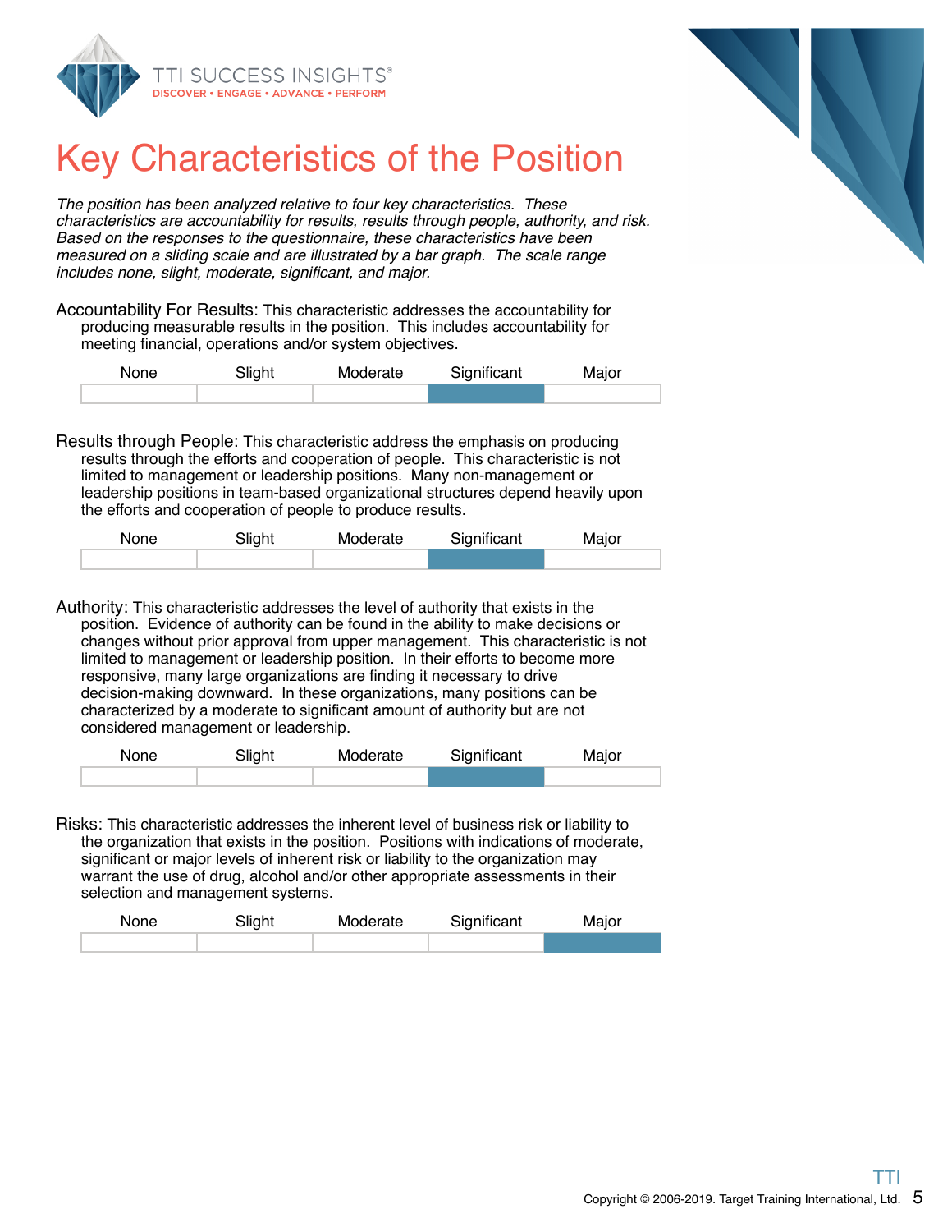# Key Characteristics of the Position

*The position has been analyzed relative to four key characteristics. These characteristics are accountability for results, results through people, authority, and risk. Based on the responses to the questionnaire, these characteristics have been measured on a sliding scale and are illustrated by a bar graph. The scale range includes none, slight, moderate, significant, and major.*

Accountability For Results: This characteristic addresses the accountability for producing measurable results in the position. This includes accountability for meeting financial, operations and/or system objectives.

| None | Slight | Moderate | Significant | Major |
|---|---|---|---|---|
| | | | ■ | |

Results through People: This characteristic address the emphasis on producing results through the efforts and cooperation of people. This characteristic is not limited to management or leadership positions. Many non-management or leadership positions in team-based organizational structures depend heavily upon the efforts and cooperation of people to produce results.

| None | Slight | Moderate | Significant | Major |
|---|---|---|---|---|
| | | | ■ | |

Authority: This characteristic addresses the level of authority that exists in the position. Evidence of authority can be found in the ability to make decisions or changes without prior approval from upper management. This characteristic is not limited to management or leadership position. In their efforts to become more responsive, many large organizations are finding it necessary to drive decision-making downward. In these organizations, many positions can be characterized by a moderate to significant amount of authority but are not considered management or leadership.

| None | Slight | Moderate | Significant | Major |
|---|---|---|---|---|
| | | | ■ | |

Risks: This characteristic addresses the inherent level of business risk or liability to the organization that exists in the position. Positions with indications of moderate, significant or major levels of inherent risk or liability to the organization may warrant the use of drug, alcohol and/or other appropriate assessments in their selection and management systems.

| None | Slight | Moderate | Significant | Major |
|---|---|---|---|---|
| | | | | ■ |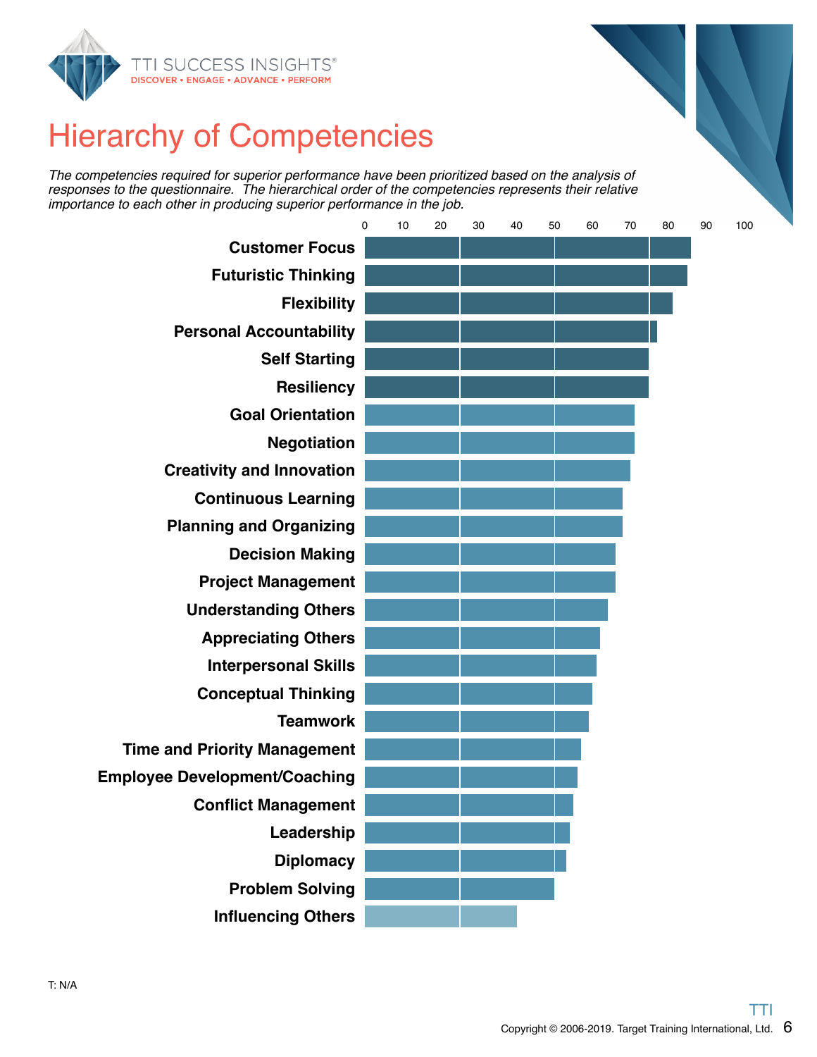# Hierarchy of Competencies

*The competencies required for superior performance have been prioritized based on the analysis of responses to the questionnaire. The hierarchical order of the competencies represents their relative importance to each other in producing superior performance in the job.*

| Competency | Approximate Score (0–100) |
|---|---|
| Customer Focus | 86 |
| Futuristic Thinking | 85 |
| Flexibility | 81 |
| Personal Accountability | 77 |
| Self Starting | 75 |
| Resiliency | 75 |
| Goal Orientation | 71 |
| Negotiation | 71 |
| Creativity and Innovation | 70 |
| Continuous Learning | 68 |
| Planning and Organizing | 68 |
| Decision Making | 66 |
| Project Management | 66 |
| Understanding Others | 64 |
| Appreciating Others | 62 |
| Interpersonal Skills | 61 |
| Conceptual Thinking | 60 |
| Teamwork | 59 |
| Time and Priority Management | 57 |
| Employee Development/Coaching | 56 |
| Conflict Management | 55 |
| Leadership | 54 |
| Diplomacy | 53 |
| Problem Solving | 50 |
| Influencing Others | 40 |

T: N/A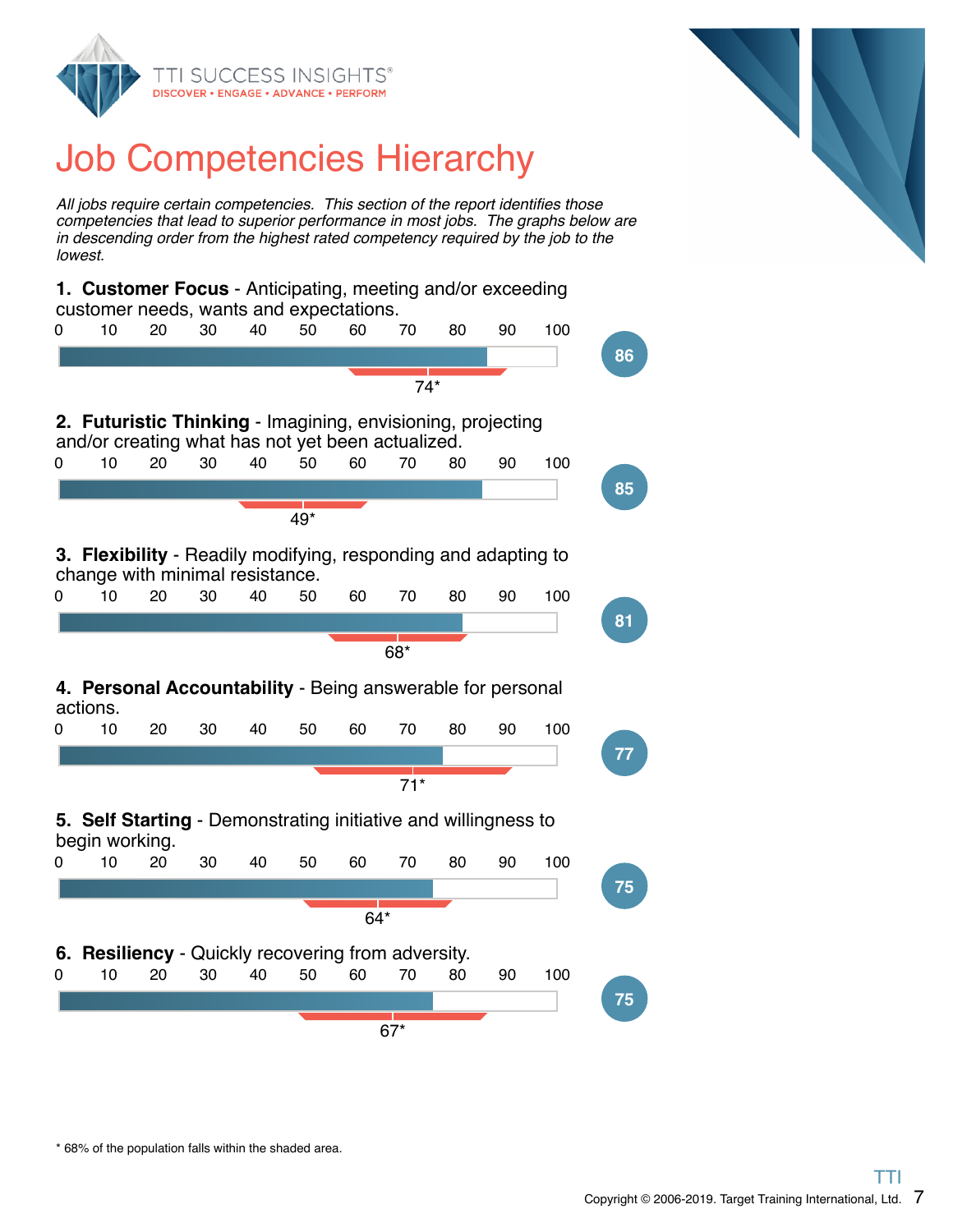# Job Competencies Hierarchy

*All jobs require certain competencies. This section of the report identifies those competencies that lead to superior performance in most jobs. The graphs below are in descending order from the highest rated competency required by the job to the lowest.*

**1. Customer Focus** - Anticipating, meeting and/or exceeding customer needs, wants and expectations.

Score: 86 — Population mean: 74*

**2. Futuristic Thinking** - Imagining, envisioning, projecting and/or creating what has not yet been actualized.

Score: 85 — Population mean: 49*

**3. Flexibility** - Readily modifying, responding and adapting to change with minimal resistance.

Score: 81 — Population mean: 68*

**4. Personal Accountability** - Being answerable for personal actions.

Score: 77 — Population mean: 71*

**5. Self Starting** - Demonstrating initiative and willingness to begin working.

Score: 75 — Population mean: 64*

**6. Resiliency** - Quickly recovering from adversity.

Score: 75 — Population mean: 67*

\* 68% of the population falls within the shaded area.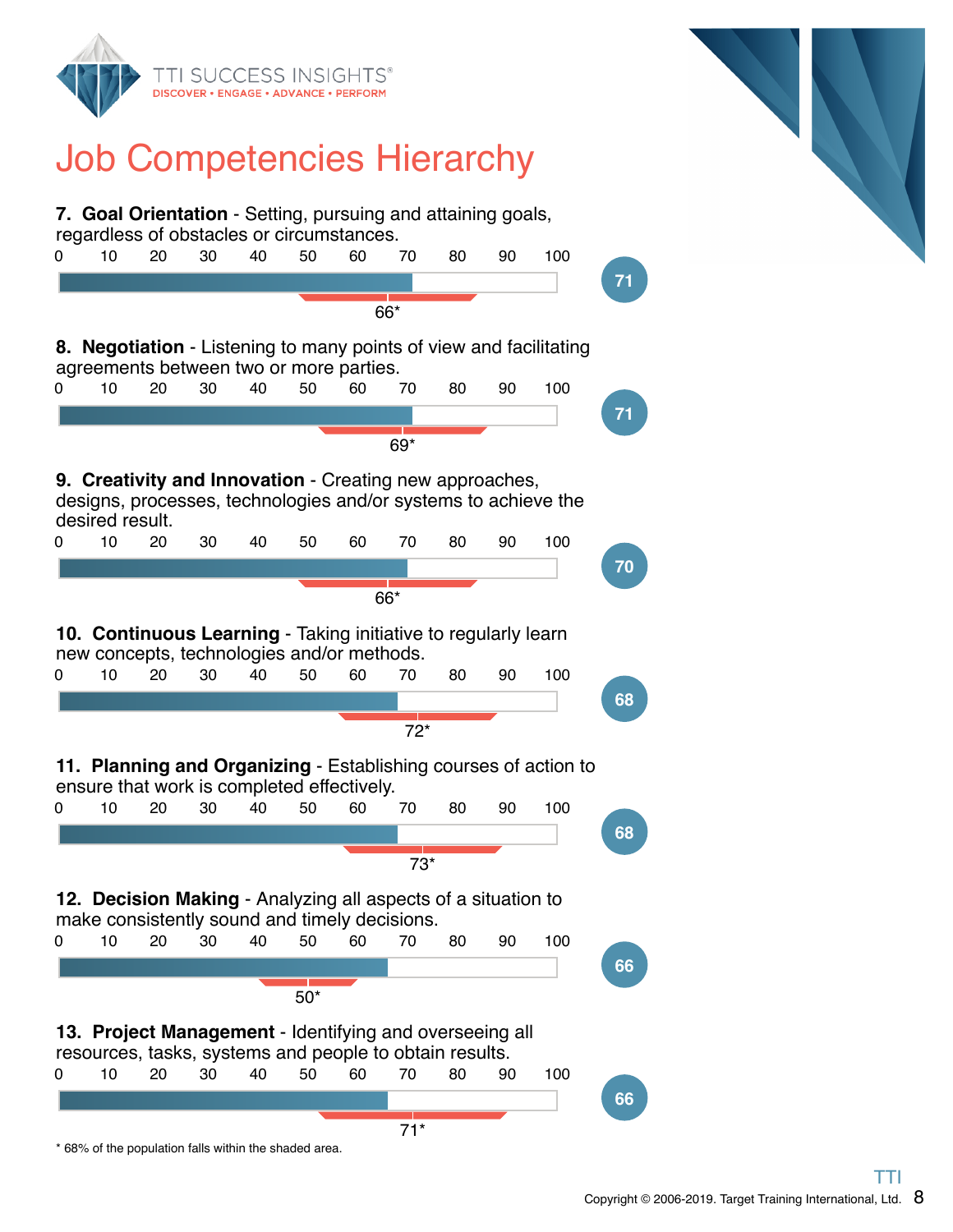# Job Competencies Hierarchy

**7. Goal Orientation** - Setting, pursuing and attaining goals, regardless of obstacles or circumstances.

Score: 71 — Population mean: 66*

**8. Negotiation** - Listening to many points of view and facilitating agreements between two or more parties.

Score: 71 — Population mean: 69*

**9. Creativity and Innovation** - Creating new approaches, designs, processes, technologies and/or systems to achieve the desired result.

Score: 70 — Population mean: 66*

**10. Continuous Learning** - Taking initiative to regularly learn new concepts, technologies and/or methods.

Score: 68 — Population mean: 72*

**11. Planning and Organizing** - Establishing courses of action to ensure that work is completed effectively.

Score: 68 — Population mean: 73*

**12. Decision Making** - Analyzing all aspects of a situation to make consistently sound and timely decisions.

Score: 66 — Population mean: 50*

**13. Project Management** - Identifying and overseeing all resources, tasks, systems and people to obtain results.

Score: 66 — Population mean: 71*

* 68% of the population falls within the shaded area.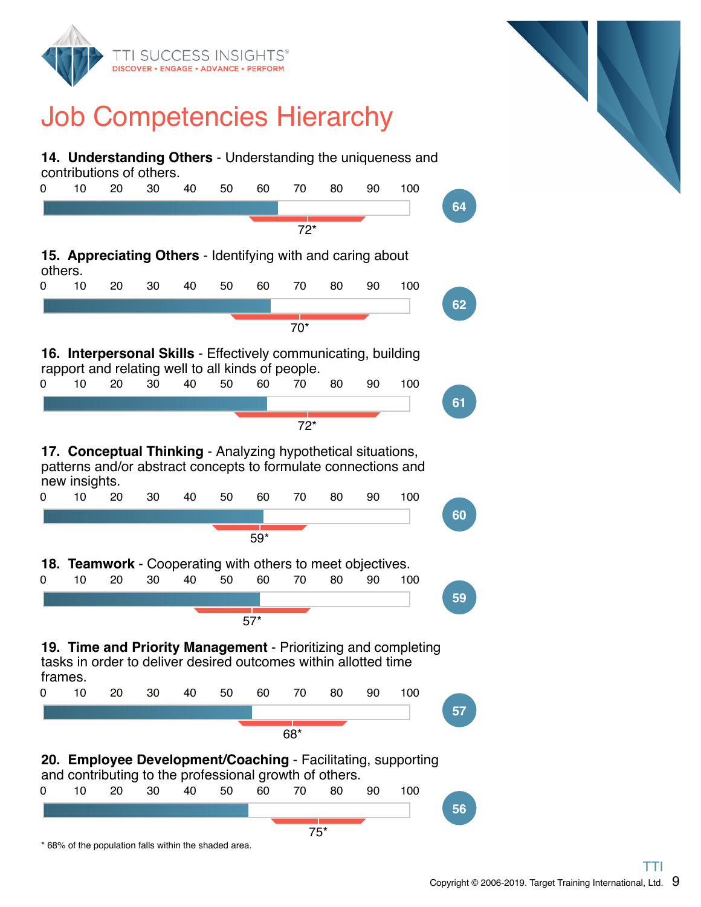# Job Competencies Hierarchy

**14. Understanding Others** - Understanding the uniqueness and contributions of others.

Score: 64 | Population mean: 72*

**15. Appreciating Others** - Identifying with and caring about others.

Score: 62 | Population mean: 70*

**16. Interpersonal Skills** - Effectively communicating, building rapport and relating well to all kinds of people.

Score: 61 | Population mean: 72*

**17. Conceptual Thinking** - Analyzing hypothetical situations, patterns and/or abstract concepts to formulate connections and new insights.

Score: 60 | Population mean: 59*

**18. Teamwork** - Cooperating with others to meet objectives.

Score: 59 | Population mean: 57*

**19. Time and Priority Management** - Prioritizing and completing tasks in order to deliver desired outcomes within allotted time frames.

Score: 57 | Population mean: 68*

**20. Employee Development/Coaching** - Facilitating, supporting and contributing to the professional growth of others.

Score: 56 | Population mean: 75*

* 68% of the population falls within the shaded area.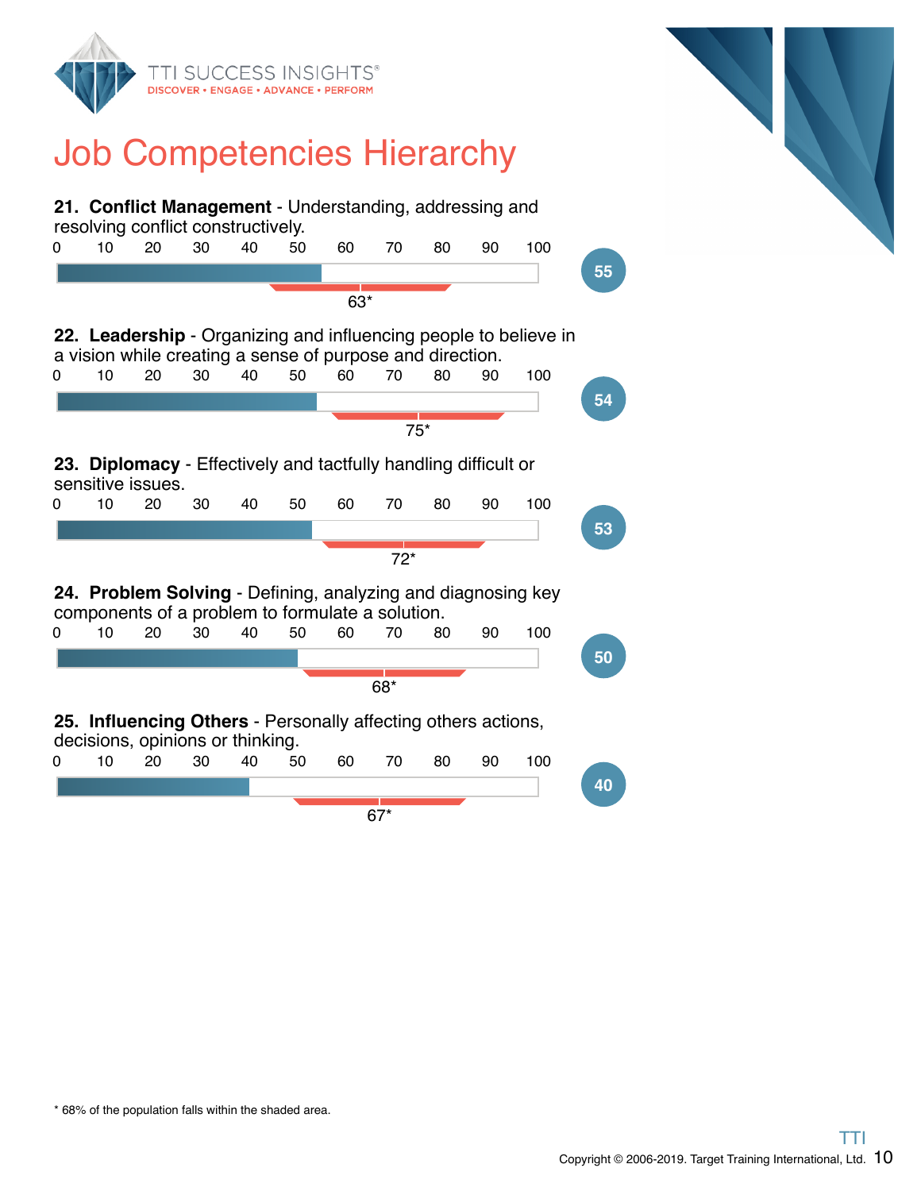# Job Competencies Hierarchy

**21. Conflict Management** - Understanding, addressing and resolving conflict constructively.

0 10 20 30 40 50 60 70 80 90 100

Score: 55 — Population: 63*

**22. Leadership** - Organizing and influencing people to believe in a vision while creating a sense of purpose and direction.

0 10 20 30 40 50 60 70 80 90 100

Score: 54 — Population: 75*

**23. Diplomacy** - Effectively and tactfully handling difficult or sensitive issues.

0 10 20 30 40 50 60 70 80 90 100

Score: 53 — Population: 72*

**24. Problem Solving** - Defining, analyzing and diagnosing key components of a problem to formulate a solution.

0 10 20 30 40 50 60 70 80 90 100

Score: 50 — Population: 68*

**25. Influencing Others** - Personally affecting others actions, decisions, opinions or thinking.

0 10 20 30 40 50 60 70 80 90 100

Score: 40 — Population: 67*

* 68% of the population falls within the shaded area.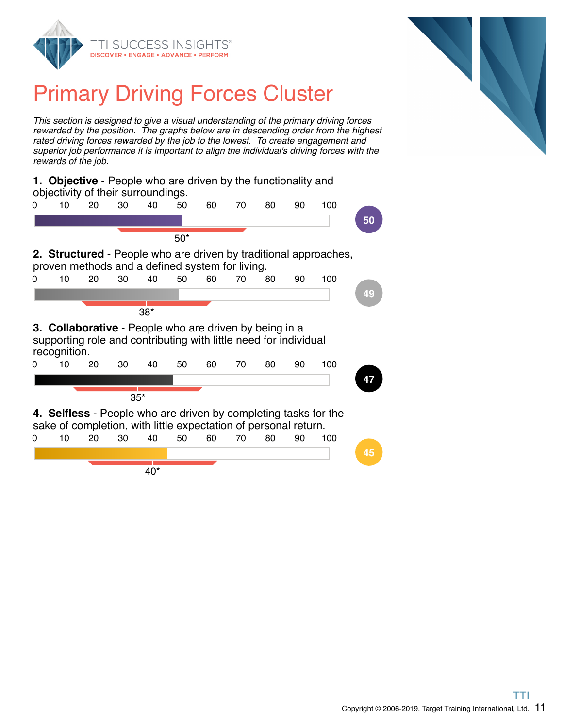# Primary Driving Forces Cluster

*This section is designed to give a visual understanding of the primary driving forces rewarded by the position. The graphs below are in descending order from the highest rated driving forces rewarded by the job to the lowest. To create engagement and superior job performance it is important to align the individual's driving forces with the rewards of the job.*

**1. Objective** - People who are driven by the functionality and objectivity of their surroundings.

0 10 20 30 40 50 60 70 80 90 100

50*

**50**

**2. Structured** - People who are driven by traditional approaches, proven methods and a defined system for living.

0 10 20 30 40 50 60 70 80 90 100

38*

**49**

**3. Collaborative** - People who are driven by being in a supporting role and contributing with little need for individual recognition.

0 10 20 30 40 50 60 70 80 90 100

35*

**47**

**4. Selfless** - People who are driven by completing tasks for the sake of completion, with little expectation of personal return.

0 10 20 30 40 50 60 70 80 90 100

40*

**45**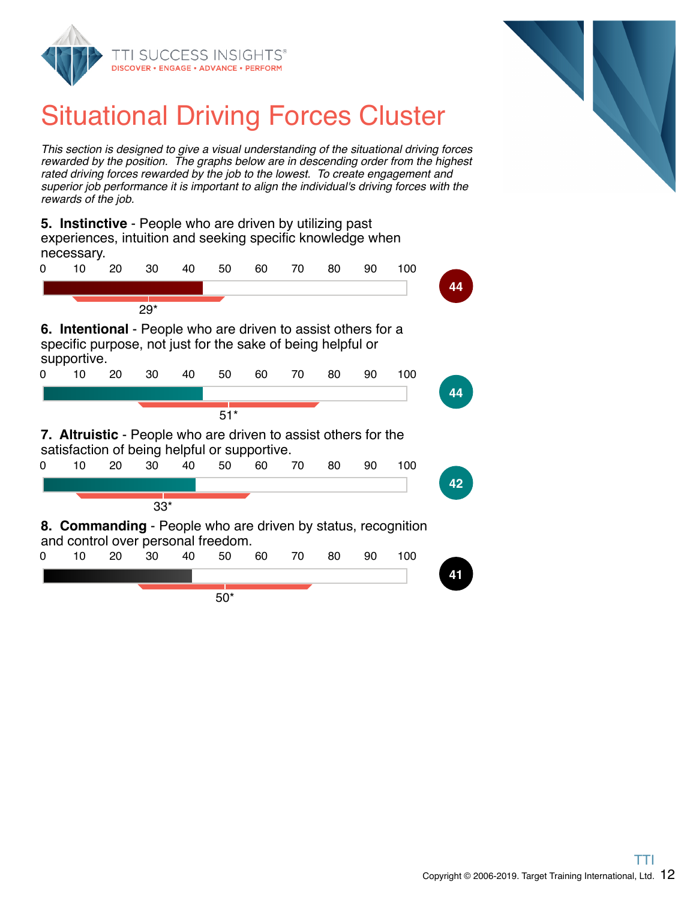# Situational Driving Forces Cluster

*This section is designed to give a visual understanding of the situational driving forces rewarded by the position. The graphs below are in descending order from the highest rated driving forces rewarded by the job to the lowest. To create engagement and superior job performance it is important to align the individual's driving forces with the rewards of the job.*

**5. Instinctive** - People who are driven by utilizing past experiences, intuition and seeking specific knowledge when necessary.

0 10 20 30 40 50 60 70 80 90 100

29*

44

**6. Intentional** - People who are driven to assist others for a specific purpose, not just for the sake of being helpful or supportive.

0 10 20 30 40 50 60 70 80 90 100

51*

44

**7. Altruistic** - People who are driven to assist others for the satisfaction of being helpful or supportive.

0 10 20 30 40 50 60 70 80 90 100

33*

42

**8. Commanding** - People who are driven by status, recognition and control over personal freedom.

0 10 20 30 40 50 60 70 80 90 100

50*

41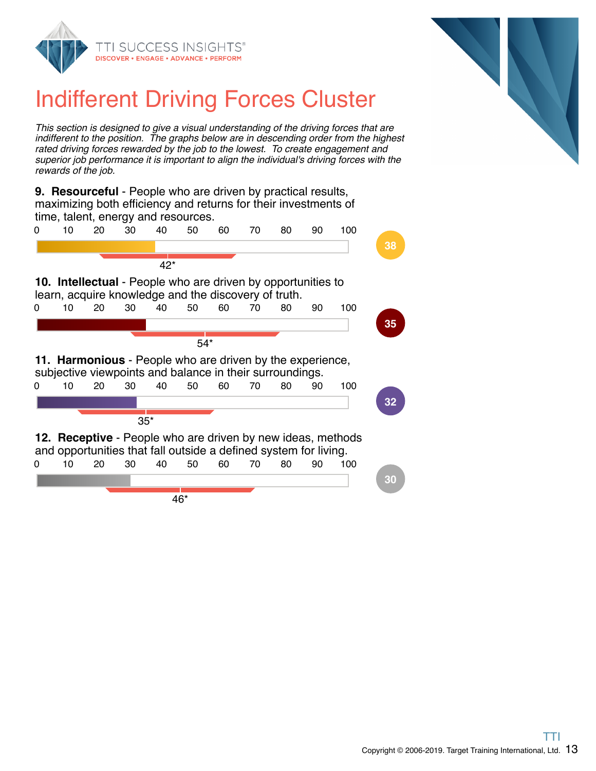# Indifferent Driving Forces Cluster

*This section is designed to give a visual understanding of the driving forces that are indifferent to the position. The graphs below are in descending order from the highest rated driving forces rewarded by the job to the lowest. To create engagement and superior job performance it is important to align the individual's driving forces with the rewards of the job.*

**9. Resourceful** - People who are driven by practical results, maximizing both efficiency and returns for their investments of time, talent, energy and resources.

0 10 20 30 40 50 60 70 80 90 100

42*

38

**10. Intellectual** - People who are driven by opportunities to learn, acquire knowledge and the discovery of truth.

0 10 20 30 40 50 60 70 80 90 100

54*

35

**11. Harmonious** - People who are driven by the experience, subjective viewpoints and balance in their surroundings.

0 10 20 30 40 50 60 70 80 90 100

35*

32

**12. Receptive** - People who are driven by new ideas, methods and opportunities that fall outside a defined system for living.

0 10 20 30 40 50 60 70 80 90 100

46*

30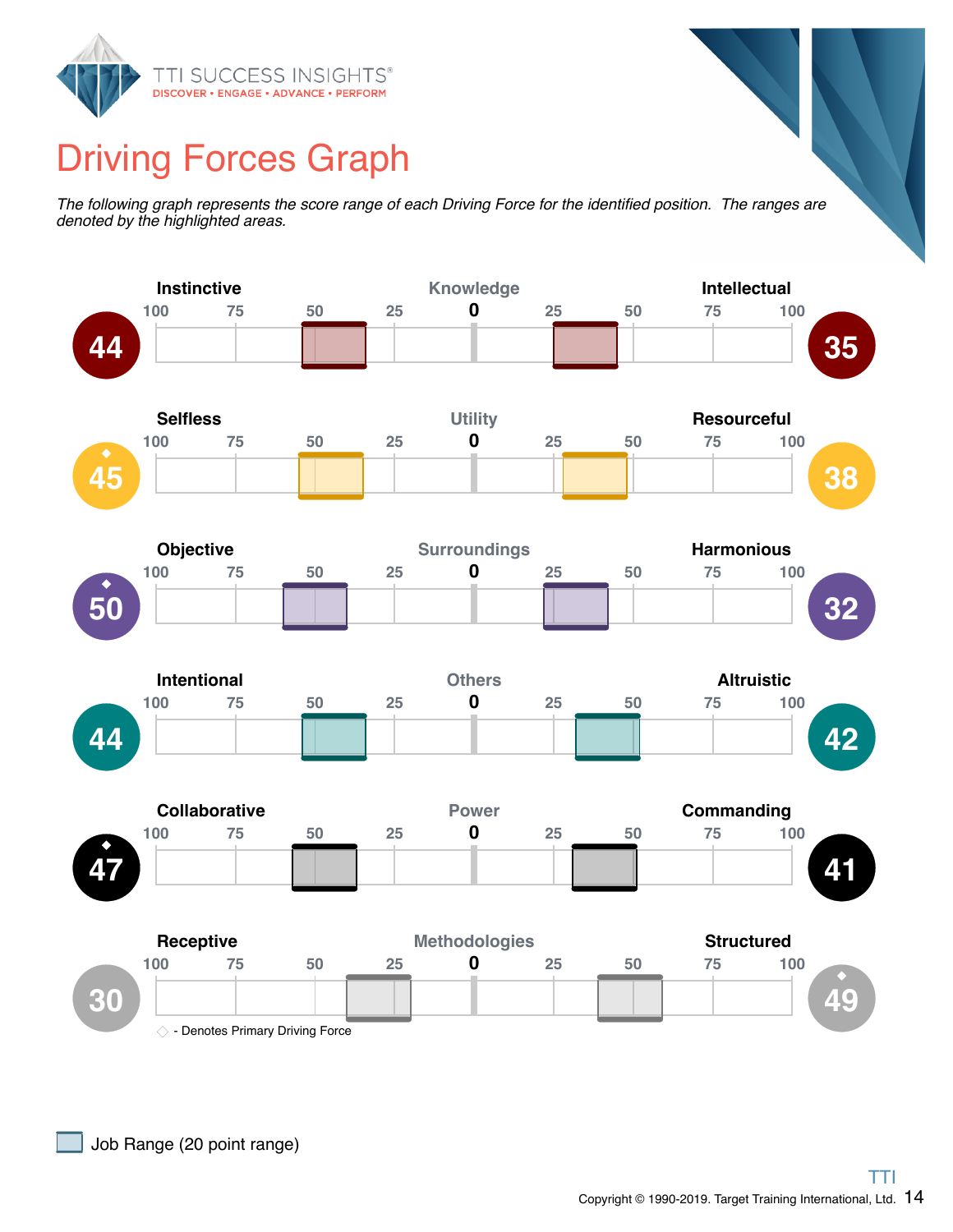# Driving Forces Graph

*The following graph represents the score range of each Driving Force for the identified position. The ranges are denoted by the highlighted areas.*

| Score | Left Driving Force | Motivator | Right Driving Force | Score |
|---|---|---|---|---|
| 44 | Instinctive | Knowledge | Intellectual | 35 |
| 45 ◆ | Selfless | Utility | Resourceful | 38 |
| 50 ◆ | Objective | Surroundings | Harmonious | 32 |
| 44 | Intentional | Others | Altruistic | 42 |
| 47 ◆ | Collaborative | Power | Commanding | 41 |
| 30 | Receptive | Methodologies | Structured | 49 ◆ |

◇ - Denotes Primary Driving Force

Job Range (20 point range)

Copyright © 1990-2019. Target Training International, Ltd.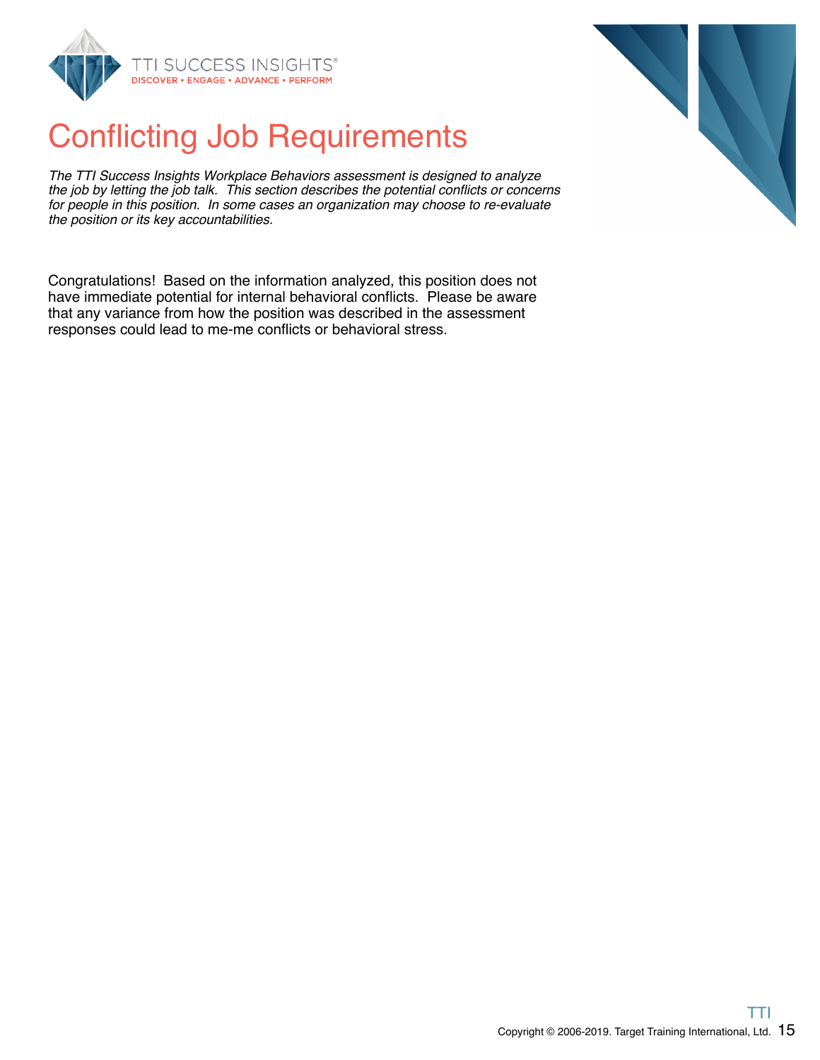# Conflicting Job Requirements

*The TTI Success Insights Workplace Behaviors assessment is designed to analyze the job by letting the job talk. This section describes the potential conflicts or concerns for people in this position. In some cases an organization may choose to re-evaluate the position or its key accountabilities.*

Congratulations! Based on the information analyzed, this position does not have immediate potential for internal behavioral conflicts. Please be aware that any variance from how the position was described in the assessment responses could lead to me-me conflicts or behavioral stress.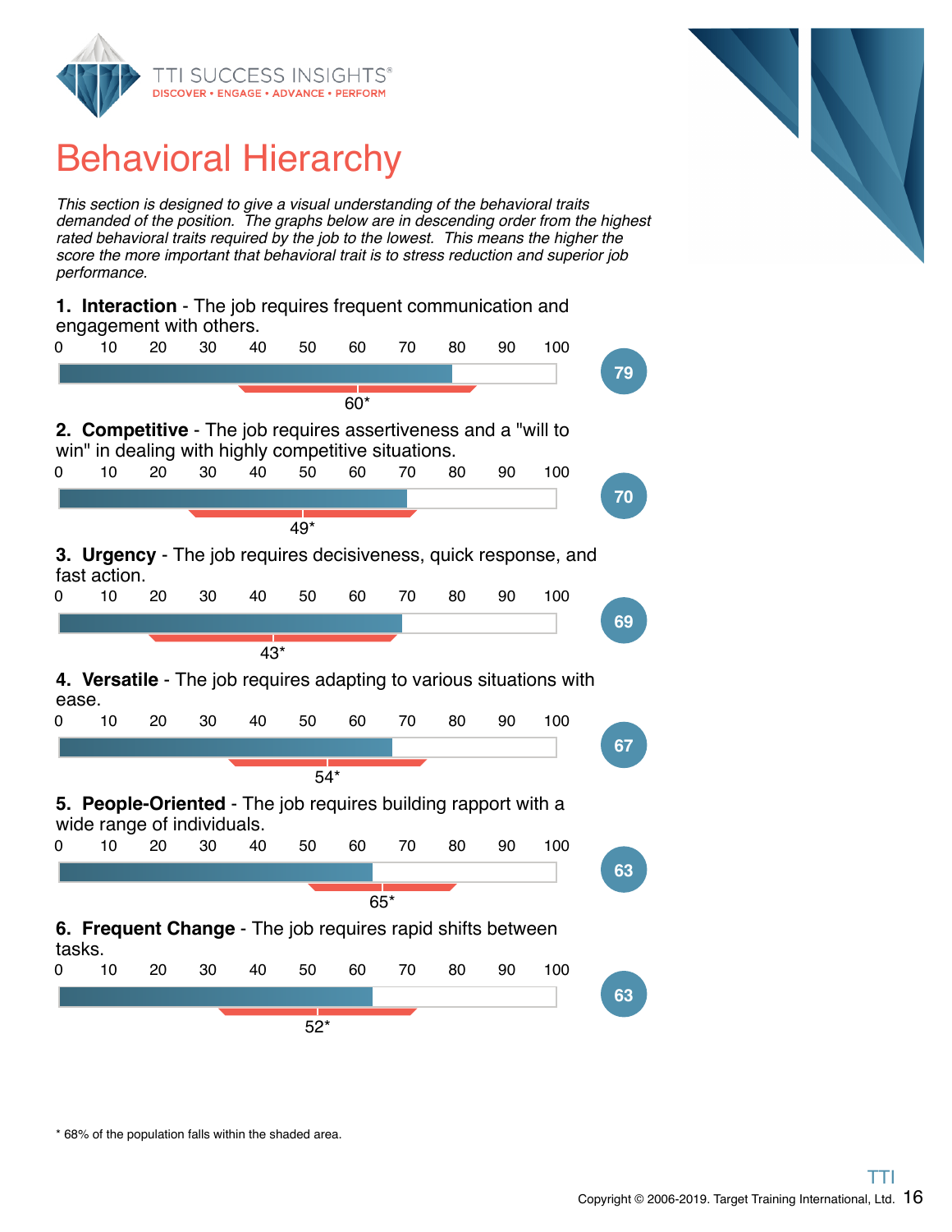# Behavioral Hierarchy

*This section is designed to give a visual understanding of the behavioral traits demanded of the position. The graphs below are in descending order from the highest rated behavioral traits required by the job to the lowest. This means the higher the score the more important that behavioral trait is to stress reduction and superior job performance.*

**1. Interaction** - The job requires frequent communication and engagement with others.

Score: 79 — Population mean: 60*

**2. Competitive** - The job requires assertiveness and a "will to win" in dealing with highly competitive situations.

Score: 70 — Population mean: 49*

**3. Urgency** - The job requires decisiveness, quick response, and fast action.

Score: 69 — Population mean: 43*

**4. Versatile** - The job requires adapting to various situations with ease.

Score: 67 — Population mean: 54*

**5. People-Oriented** - The job requires building rapport with a wide range of individuals.

Score: 63 — Population mean: 65*

**6. Frequent Change** - The job requires rapid shifts between tasks.

Score: 63 — Population mean: 52*

\* 68% of the population falls within the shaded area.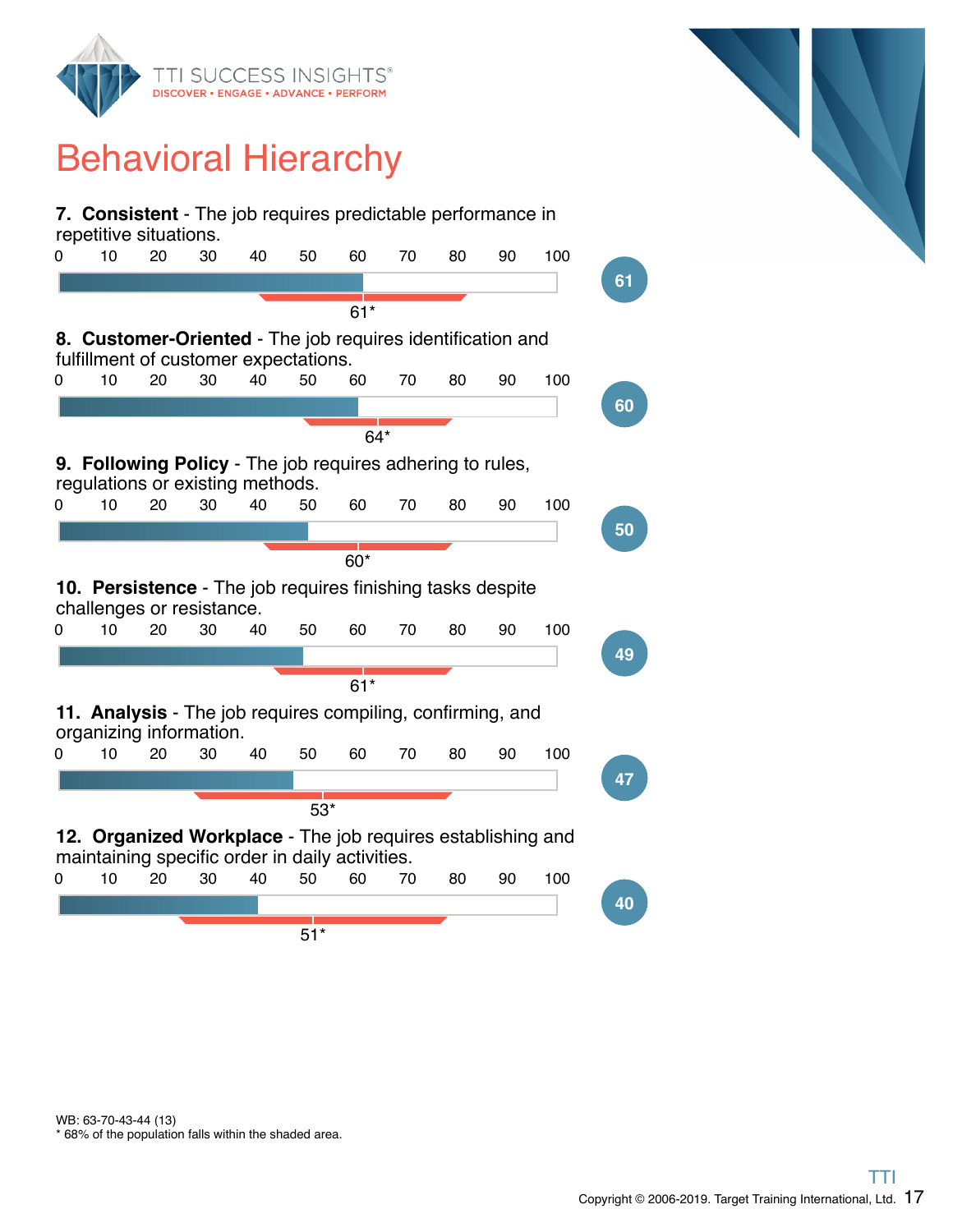# Behavioral Hierarchy

**7. Consistent** - The job requires predictable performance in repetitive situations.

Score: 61 — Population mean: 61*

**8. Customer-Oriented** - The job requires identification and fulfillment of customer expectations.

Score: 60 — Population mean: 64*

**9. Following Policy** - The job requires adhering to rules, regulations or existing methods.

Score: 50 — Population mean: 60*

**10. Persistence** - The job requires finishing tasks despite challenges or resistance.

Score: 49 — Population mean: 61*

**11. Analysis** - The job requires compiling, confirming, and organizing information.

Score: 47 — Population mean: 53*

**12. Organized Workplace** - The job requires establishing and maintaining specific order in daily activities.

Score: 40 — Population mean: 51*

WB: 63-70-43-44 (13)

* 68% of the population falls within the shaded area.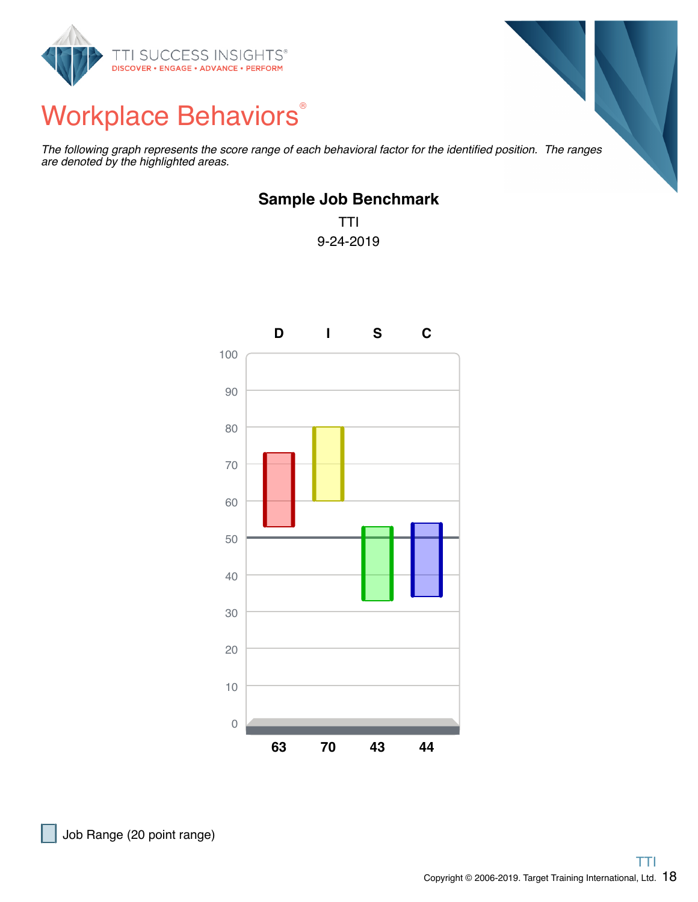# Workplace Behaviors®

*The following graph represents the score range of each behavioral factor for the identified position. The ranges are denoted by the highlighted areas.*

**Sample Job Benchmark**

TTI

9-24-2019

| | D | I | S | C |
|---|---|---|---|---|
| Score | 63 | 70 | 43 | 44 |

Job Range (20 point range)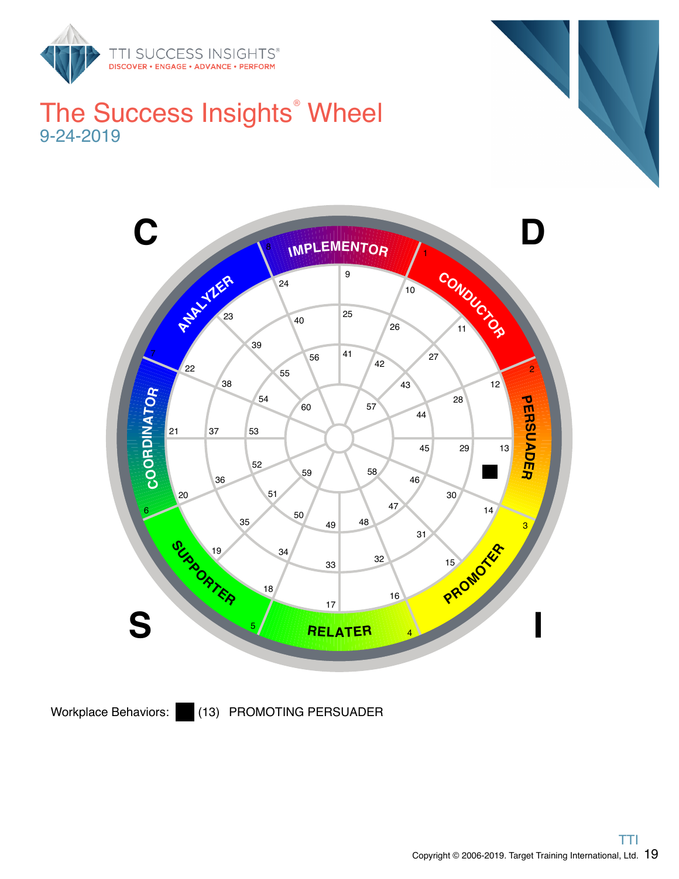# The Success Insights® Wheel

9-24-2019

C

D

IMPLEMENTOR

CONDUCTOR

PERSUADER

PROMOTER

RELATER

SUPPORTER

COORDINATOR

ANALYZER

S

I

Workplace Behaviors: (13) PROMOTING PERSUADER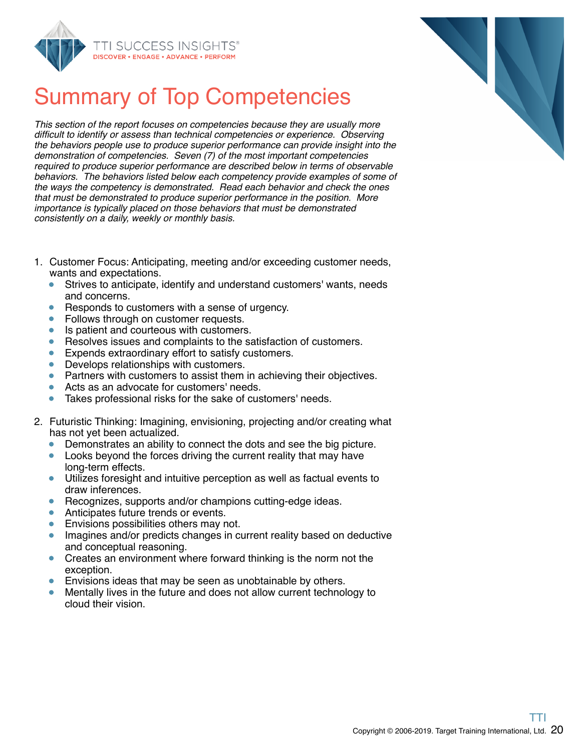# Summary of Top Competencies

*This section of the report focuses on competencies because they are usually more difficult to identify or assess than technical competencies or experience. Observing the behaviors people use to produce superior performance can provide insight into the demonstration of competencies. Seven (7) of the most important competencies required to produce superior performance are described below in terms of observable behaviors. The behaviors listed below each competency provide examples of some of the ways the competency is demonstrated. Read each behavior and check the ones that must be demonstrated to produce superior performance in the position. More importance is typically placed on those behaviors that must be demonstrated consistently on a daily, weekly or monthly basis.*

1. Customer Focus: Anticipating, meeting and/or exceeding customer needs, wants and expectations.
   - Strives to anticipate, identify and understand customers' wants, needs and concerns.
   - Responds to customers with a sense of urgency.
   - Follows through on customer requests.
   - Is patient and courteous with customers.
   - Resolves issues and complaints to the satisfaction of customers.
   - Expends extraordinary effort to satisfy customers.
   - Develops relationships with customers.
   - Partners with customers to assist them in achieving their objectives.
   - Acts as an advocate for customers' needs.
   - Takes professional risks for the sake of customers' needs.

2. Futuristic Thinking: Imagining, envisioning, projecting and/or creating what has not yet been actualized.
   - Demonstrates an ability to connect the dots and see the big picture.
   - Looks beyond the forces driving the current reality that may have long-term effects.
   - Utilizes foresight and intuitive perception as well as factual events to draw inferences.
   - Recognizes, supports and/or champions cutting-edge ideas.
   - Anticipates future trends or events.
   - Envisions possibilities others may not.
   - Imagines and/or predicts changes in current reality based on deductive and conceptual reasoning.
   - Creates an environment where forward thinking is the norm not the exception.
   - Envisions ideas that may be seen as unobtainable by others.
   - Mentally lives in the future and does not allow current technology to cloud their vision.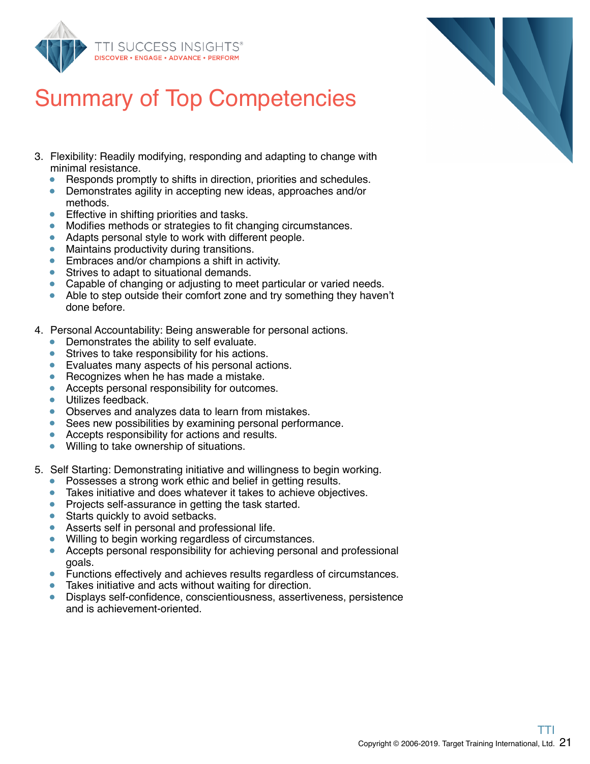# Summary of Top Competencies

3. Flexibility: Readily modifying, responding and adapting to change with minimal resistance.
   - Responds promptly to shifts in direction, priorities and schedules.
   - Demonstrates agility in accepting new ideas, approaches and/or methods.
   - Effective in shifting priorities and tasks.
   - Modifies methods or strategies to fit changing circumstances.
   - Adapts personal style to work with different people.
   - Maintains productivity during transitions.
   - Embraces and/or champions a shift in activity.
   - Strives to adapt to situational demands.
   - Capable of changing or adjusting to meet particular or varied needs.
   - Able to step outside their comfort zone and try something they haven't done before.

4. Personal Accountability: Being answerable for personal actions.
   - Demonstrates the ability to self evaluate.
   - Strives to take responsibility for his actions.
   - Evaluates many aspects of his personal actions.
   - Recognizes when he has made a mistake.
   - Accepts personal responsibility for outcomes.
   - Utilizes feedback.
   - Observes and analyzes data to learn from mistakes.
   - Sees new possibilities by examining personal performance.
   - Accepts responsibility for actions and results.
   - Willing to take ownership of situations.

5. Self Starting: Demonstrating initiative and willingness to begin working.
   - Possesses a strong work ethic and belief in getting results.
   - Takes initiative and does whatever it takes to achieve objectives.
   - Projects self-assurance in getting the task started.
   - Starts quickly to avoid setbacks.
   - Asserts self in personal and professional life.
   - Willing to begin working regardless of circumstances.
   - Accepts personal responsibility for achieving personal and professional goals.
   - Functions effectively and achieves results regardless of circumstances.
   - Takes initiative and acts without waiting for direction.
   - Displays self-confidence, conscientiousness, assertiveness, persistence and is achievement-oriented.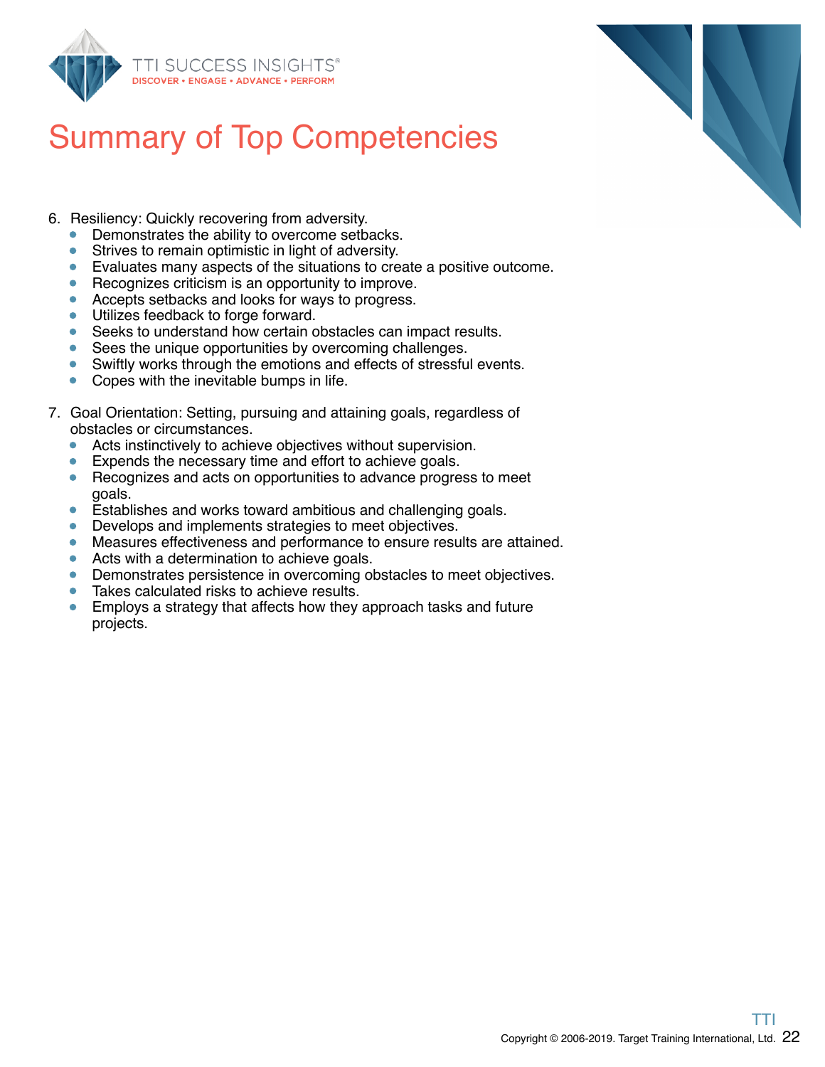# Summary of Top Competencies

6. Resiliency: Quickly recovering from adversity.
    - Demonstrates the ability to overcome setbacks.
    - Strives to remain optimistic in light of adversity.
    - Evaluates many aspects of the situations to create a positive outcome.
    - Recognizes criticism is an opportunity to improve.
    - Accepts setbacks and looks for ways to progress.
    - Utilizes feedback to forge forward.
    - Seeks to understand how certain obstacles can impact results.
    - Sees the unique opportunities by overcoming challenges.
    - Swiftly works through the emotions and effects of stressful events.
    - Copes with the inevitable bumps in life.

7. Goal Orientation: Setting, pursuing and attaining goals, regardless of obstacles or circumstances.
    - Acts instinctively to achieve objectives without supervision.
    - Expends the necessary time and effort to achieve goals.
    - Recognizes and acts on opportunities to advance progress to meet goals.
    - Establishes and works toward ambitious and challenging goals.
    - Develops and implements strategies to meet objectives.
    - Measures effectiveness and performance to ensure results are attained.
    - Acts with a determination to achieve goals.
    - Demonstrates persistence in overcoming obstacles to meet objectives.
    - Takes calculated risks to achieve results.
    - Employs a strategy that affects how they approach tasks and future projects.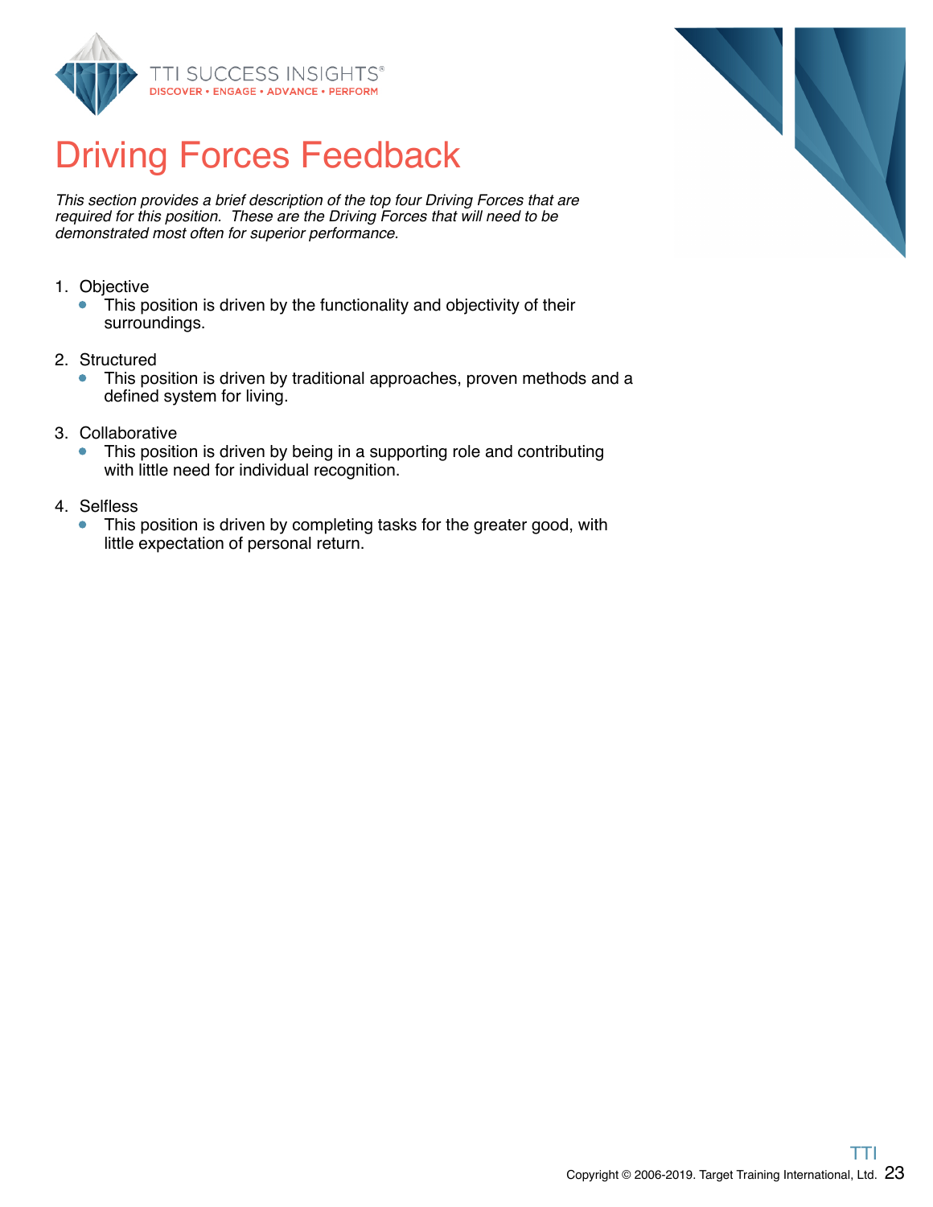# Driving Forces Feedback

*This section provides a brief description of the top four Driving Forces that are required for this position. These are the Driving Forces that will need to be demonstrated most often for superior performance.*

1. Objective
   - This position is driven by the functionality and objectivity of their surroundings.

2. Structured
   - This position is driven by traditional approaches, proven methods and a defined system for living.

3. Collaborative
   - This position is driven by being in a supporting role and contributing with little need for individual recognition.

4. Selfless
   - This position is driven by completing tasks for the greater good, with little expectation of personal return.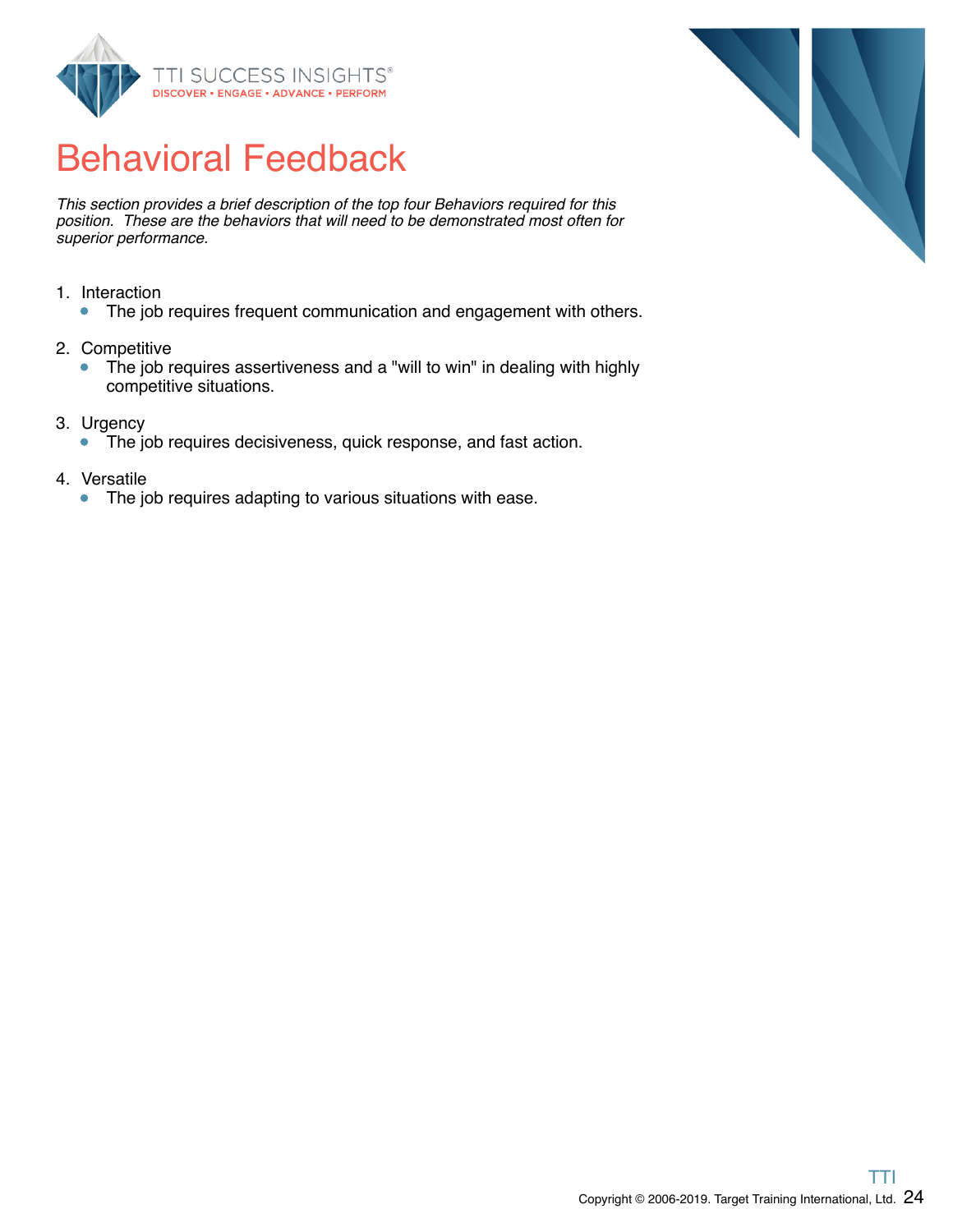# Behavioral Feedback

*This section provides a brief description of the top four Behaviors required for this position. These are the behaviors that will need to be demonstrated most often for superior performance.*

1. Interaction
   - The job requires frequent communication and engagement with others.

2. Competitive
   - The job requires assertiveness and a "will to win" in dealing with highly competitive situations.

3. Urgency
   - The job requires decisiveness, quick response, and fast action.

4. Versatile
   - The job requires adapting to various situations with ease.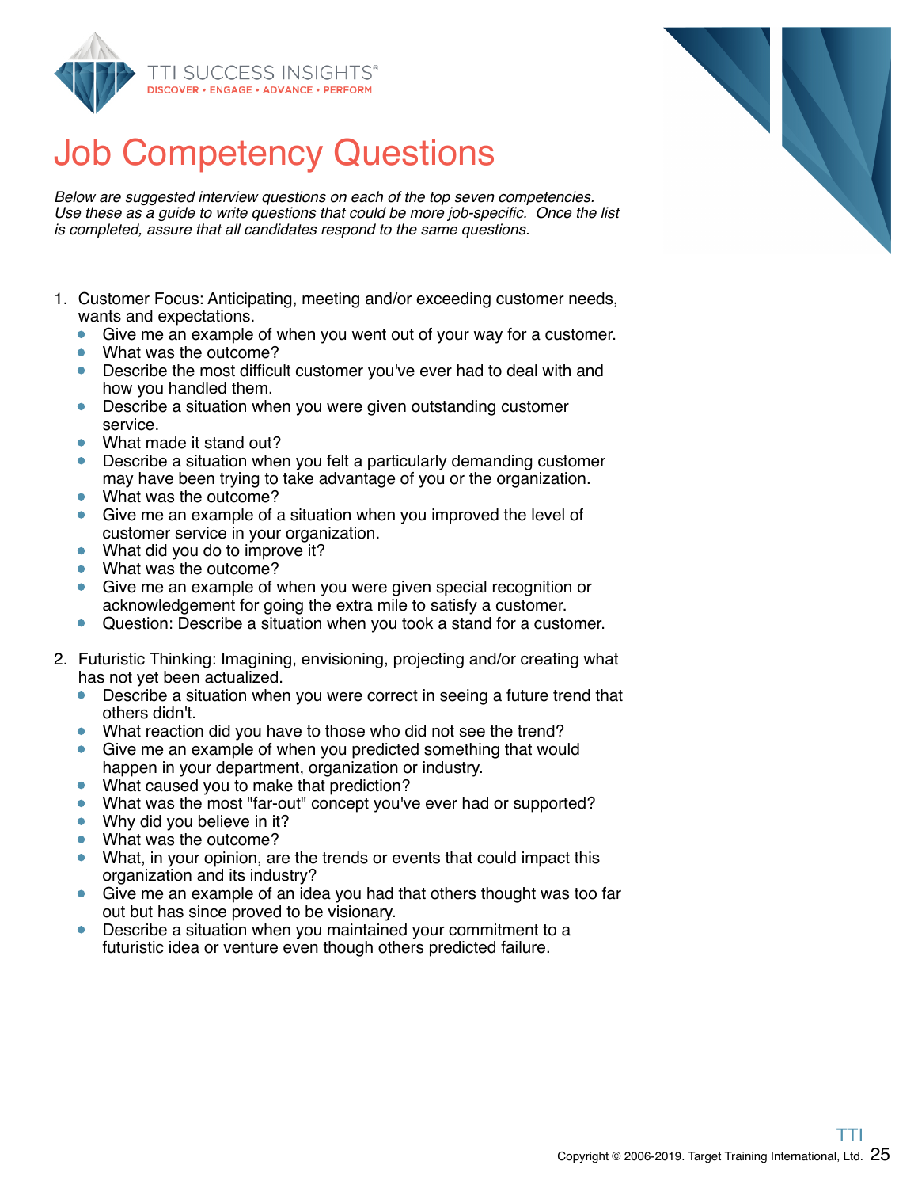# Job Competency Questions

*Below are suggested interview questions on each of the top seven competencies. Use these as a guide to write questions that could be more job-specific. Once the list is completed, assure that all candidates respond to the same questions.*

1. Customer Focus: Anticipating, meeting and/or exceeding customer needs, wants and expectations.
   - Give me an example of when you went out of your way for a customer.
   - What was the outcome?
   - Describe the most difficult customer you've ever had to deal with and how you handled them.
   - Describe a situation when you were given outstanding customer service.
   - What made it stand out?
   - Describe a situation when you felt a particularly demanding customer may have been trying to take advantage of you or the organization.
   - What was the outcome?
   - Give me an example of a situation when you improved the level of customer service in your organization.
   - What did you do to improve it?
   - What was the outcome?
   - Give me an example of when you were given special recognition or acknowledgement for going the extra mile to satisfy a customer.
   - Question: Describe a situation when you took a stand for a customer.

2. Futuristic Thinking: Imagining, envisioning, projecting and/or creating what has not yet been actualized.
   - Describe a situation when you were correct in seeing a future trend that others didn't.
   - What reaction did you have to those who did not see the trend?
   - Give me an example of when you predicted something that would happen in your department, organization or industry.
   - What caused you to make that prediction?
   - What was the most "far-out" concept you've ever had or supported?
   - Why did you believe in it?
   - What was the outcome?
   - What, in your opinion, are the trends or events that could impact this organization and its industry?
   - Give me an example of an idea you had that others thought was too far out but has since proved to be visionary.
   - Describe a situation when you maintained your commitment to a futuristic idea or venture even though others predicted failure.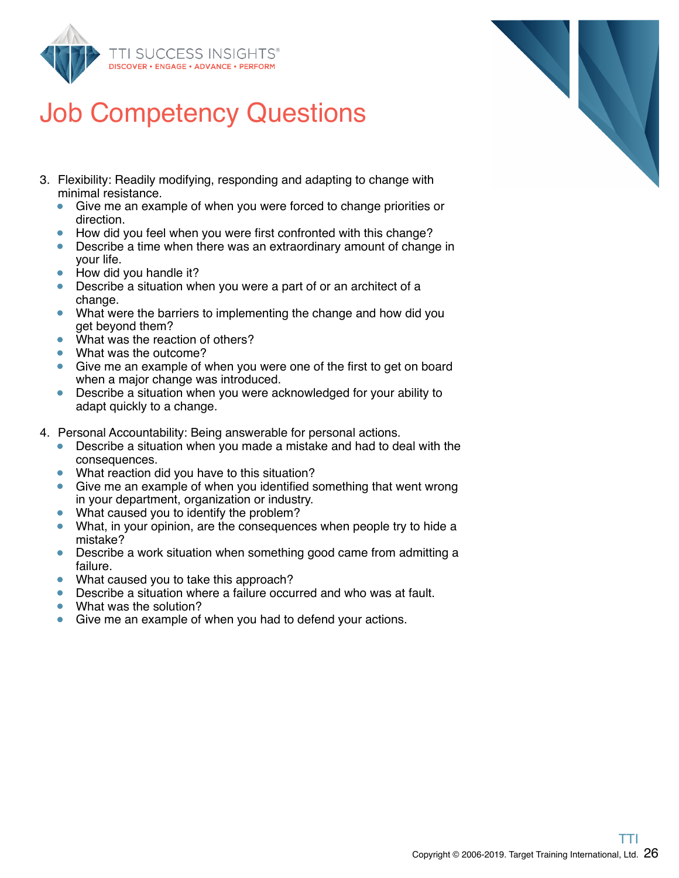# Job Competency Questions

3. Flexibility: Readily modifying, responding and adapting to change with minimal resistance.
   - Give me an example of when you were forced to change priorities or direction.
   - How did you feel when you were first confronted with this change?
   - Describe a time when there was an extraordinary amount of change in your life.
   - How did you handle it?
   - Describe a situation when you were a part of or an architect of a change.
   - What were the barriers to implementing the change and how did you get beyond them?
   - What was the reaction of others?
   - What was the outcome?
   - Give me an example of when you were one of the first to get on board when a major change was introduced.
   - Describe a situation when you were acknowledged for your ability to adapt quickly to a change.

4. Personal Accountability: Being answerable for personal actions.
   - Describe a situation when you made a mistake and had to deal with the consequences.
   - What reaction did you have to this situation?
   - Give me an example of when you identified something that went wrong in your department, organization or industry.
   - What caused you to identify the problem?
   - What, in your opinion, are the consequences when people try to hide a mistake?
   - Describe a work situation when something good came from admitting a failure.
   - What caused you to take this approach?
   - Describe a situation where a failure occurred and who was at fault.
   - What was the solution?
   - Give me an example of when you had to defend your actions.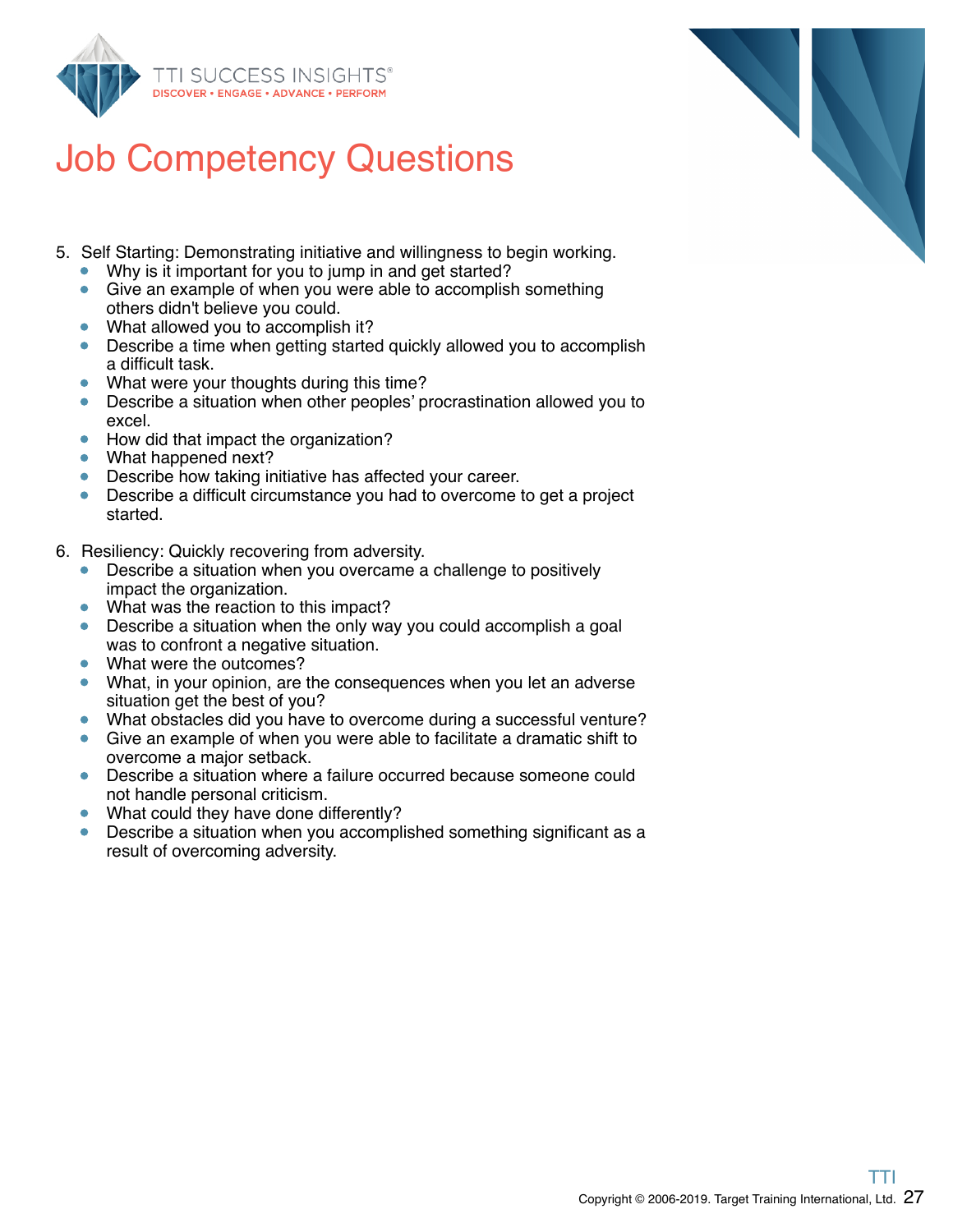# Job Competency Questions

5. Self Starting: Demonstrating initiative and willingness to begin working.
   - Why is it important for you to jump in and get started?
   - Give an example of when you were able to accomplish something others didn't believe you could.
   - What allowed you to accomplish it?
   - Describe a time when getting started quickly allowed you to accomplish a difficult task.
   - What were your thoughts during this time?
   - Describe a situation when other peoples' procrastination allowed you to excel.
   - How did that impact the organization?
   - What happened next?
   - Describe how taking initiative has affected your career.
   - Describe a difficult circumstance you had to overcome to get a project started.

6. Resiliency: Quickly recovering from adversity.
   - Describe a situation when you overcame a challenge to positively impact the organization.
   - What was the reaction to this impact?
   - Describe a situation when the only way you could accomplish a goal was to confront a negative situation.
   - What were the outcomes?
   - What, in your opinion, are the consequences when you let an adverse situation get the best of you?
   - What obstacles did you have to overcome during a successful venture?
   - Give an example of when you were able to facilitate a dramatic shift to overcome a major setback.
   - Describe a situation where a failure occurred because someone could not handle personal criticism.
   - What could they have done differently?
   - Describe a situation when you accomplished something significant as a result of overcoming adversity.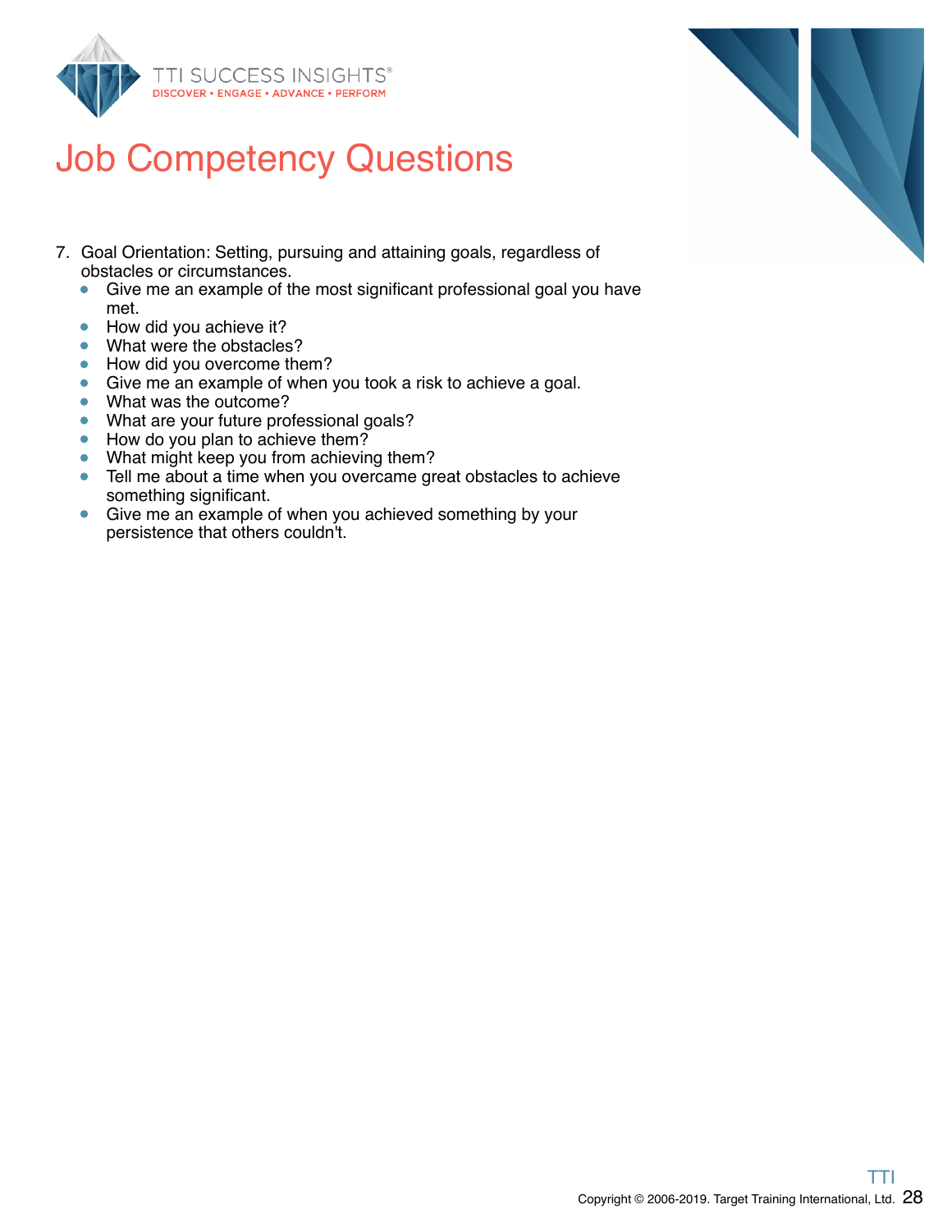# Job Competency Questions

7. Goal Orientation: Setting, pursuing and attaining goals, regardless of obstacles or circumstances.
    - Give me an example of the most significant professional goal you have met.
    - How did you achieve it?
    - What were the obstacles?
    - How did you overcome them?
    - Give me an example of when you took a risk to achieve a goal.
    - What was the outcome?
    - What are your future professional goals?
    - How do you plan to achieve them?
    - What might keep you from achieving them?
    - Tell me about a time when you overcame great obstacles to achieve something significant.
    - Give me an example of when you achieved something by your persistence that others couldn't.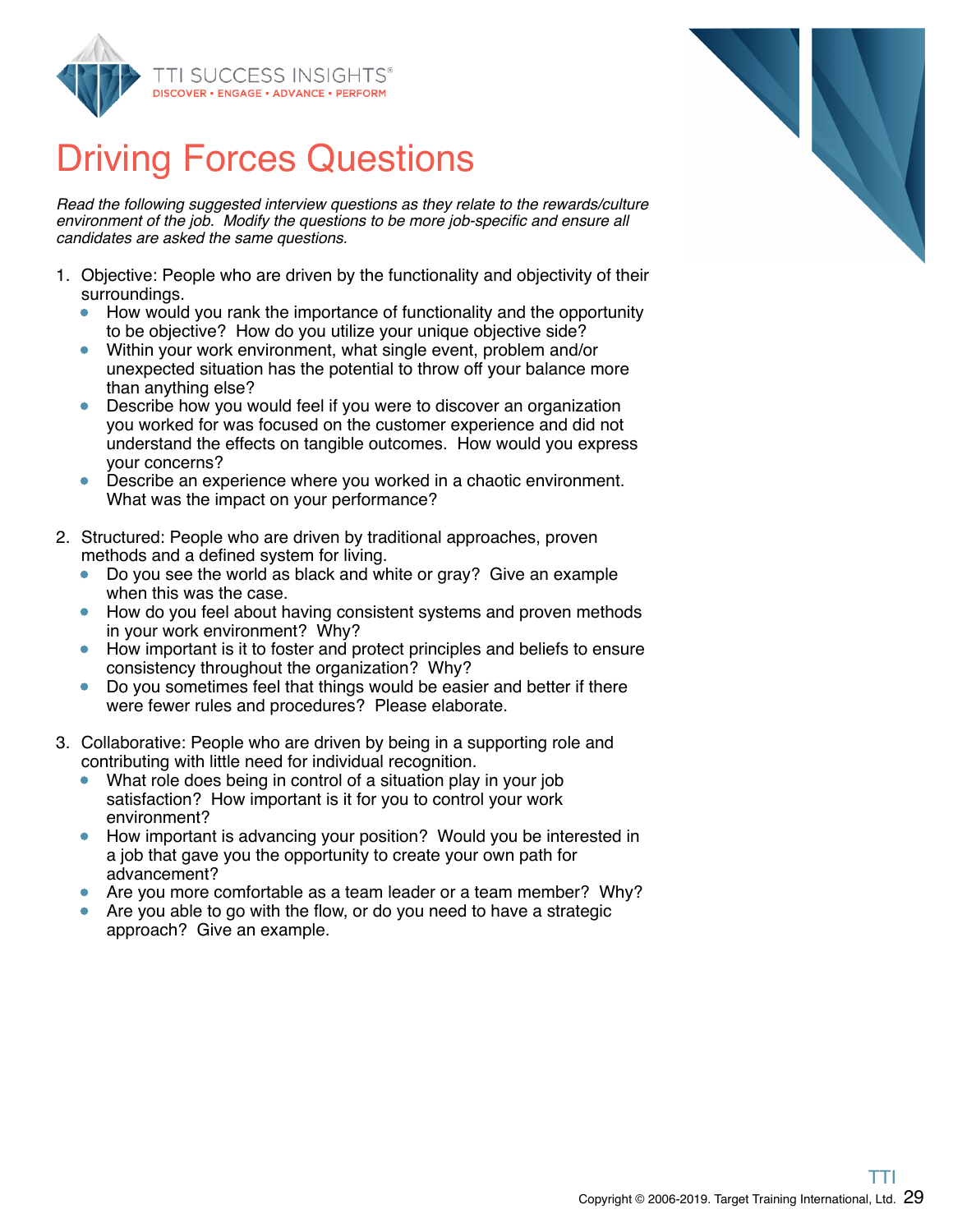# Driving Forces Questions

*Read the following suggested interview questions as they relate to the rewards/culture environment of the job. Modify the questions to be more job-specific and ensure all candidates are asked the same questions.*

1. Objective: People who are driven by the functionality and objectivity of their surroundings.
   - How would you rank the importance of functionality and the opportunity to be objective? How do you utilize your unique objective side?
   - Within your work environment, what single event, problem and/or unexpected situation has the potential to throw off your balance more than anything else?
   - Describe how you would feel if you were to discover an organization you worked for was focused on the customer experience and did not understand the effects on tangible outcomes. How would you express your concerns?
   - Describe an experience where you worked in a chaotic environment. What was the impact on your performance?

2. Structured: People who are driven by traditional approaches, proven methods and a defined system for living.
   - Do you see the world as black and white or gray? Give an example when this was the case.
   - How do you feel about having consistent systems and proven methods in your work environment? Why?
   - How important is it to foster and protect principles and beliefs to ensure consistency throughout the organization? Why?
   - Do you sometimes feel that things would be easier and better if there were fewer rules and procedures? Please elaborate.

3. Collaborative: People who are driven by being in a supporting role and contributing with little need for individual recognition.
   - What role does being in control of a situation play in your job satisfaction? How important is it for you to control your work environment?
   - How important is advancing your position? Would you be interested in a job that gave you the opportunity to create your own path for advancement?
   - Are you more comfortable as a team leader or a team member? Why?
   - Are you able to go with the flow, or do you need to have a strategic approach? Give an example.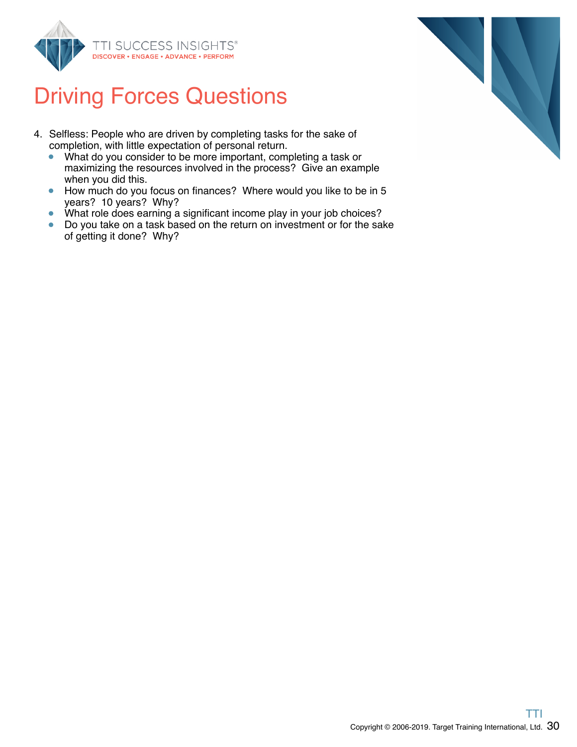# Driving Forces Questions

4. Selfless: People who are driven by completing tasks for the sake of completion, with little expectation of personal return.
   - What do you consider to be more important, completing a task or maximizing the resources involved in the process? Give an example when you did this.
   - How much do you focus on finances? Where would you like to be in 5 years? 10 years? Why?
   - What role does earning a significant income play in your job choices?
   - Do you take on a task based on the return on investment or for the sake of getting it done? Why?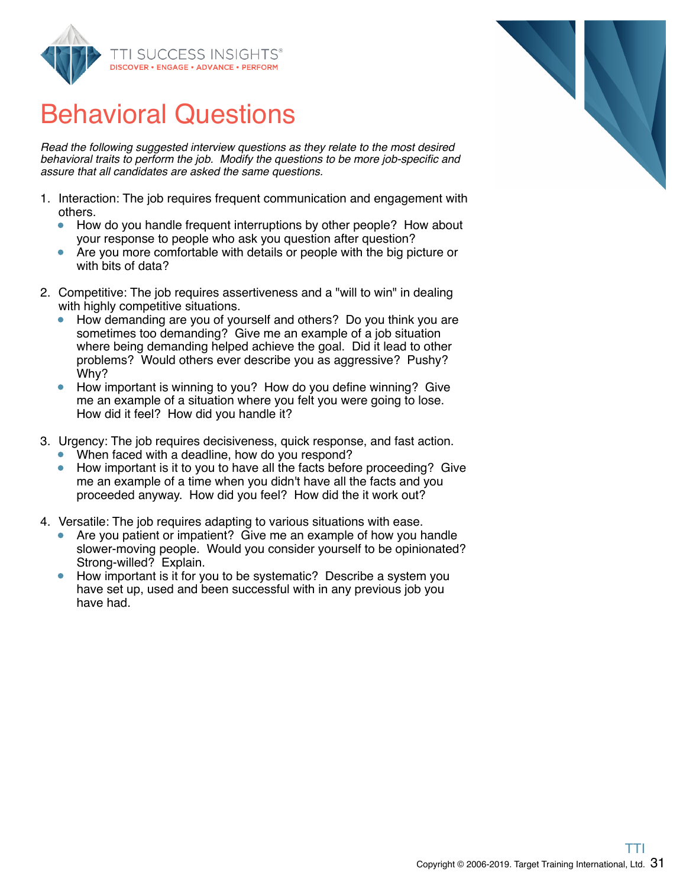# Behavioral Questions

*Read the following suggested interview questions as they relate to the most desired behavioral traits to perform the job. Modify the questions to be more job-specific and assure that all candidates are asked the same questions.*

1. Interaction: The job requires frequent communication and engagement with others.
   - How do you handle frequent interruptions by other people? How about your response to people who ask you question after question?
   - Are you more comfortable with details or people with the big picture or with bits of data?

2. Competitive: The job requires assertiveness and a "will to win" in dealing with highly competitive situations.
   - How demanding are you of yourself and others? Do you think you are sometimes too demanding? Give me an example of a job situation where being demanding helped achieve the goal. Did it lead to other problems? Would others ever describe you as aggressive? Pushy? Why?
   - How important is winning to you? How do you define winning? Give me an example of a situation where you felt you were going to lose. How did it feel? How did you handle it?

3. Urgency: The job requires decisiveness, quick response, and fast action.
   - When faced with a deadline, how do you respond?
   - How important is it to you to have all the facts before proceeding? Give me an example of a time when you didn't have all the facts and you proceeded anyway. How did you feel? How did the it work out?

4. Versatile: The job requires adapting to various situations with ease.
   - Are you patient or impatient? Give me an example of how you handle slower-moving people. Would you consider yourself to be opinionated? Strong-willed? Explain.
   - How important is it for you to be systematic? Describe a system you have set up, used and been successful with in any previous job you have had.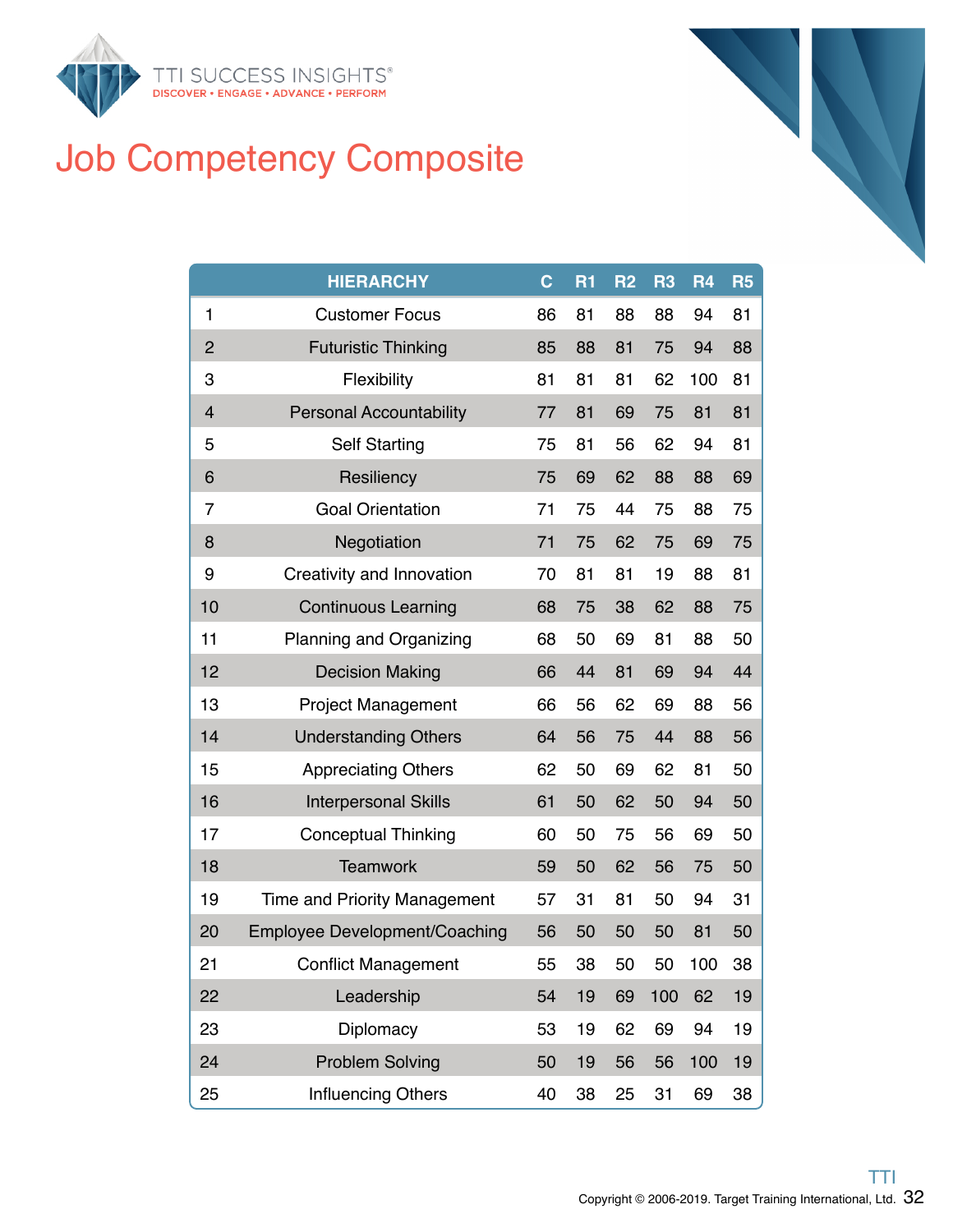# Job Competency Composite

| HIERARCHY | | C | R1 | R2 | R3 | R4 | R5 |
|---|---|---|---|---|---|---|---|
| 1 | Customer Focus | 86 | 81 | 88 | 88 | 94 | 81 |
| 2 | Futuristic Thinking | 85 | 88 | 81 | 75 | 94 | 88 |
| 3 | Flexibility | 81 | 81 | 81 | 62 | 100 | 81 |
| 4 | Personal Accountability | 77 | 81 | 69 | 75 | 81 | 81 |
| 5 | Self Starting | 75 | 81 | 56 | 62 | 94 | 81 |
| 6 | Resiliency | 75 | 69 | 62 | 88 | 88 | 69 |
| 7 | Goal Orientation | 71 | 75 | 44 | 75 | 88 | 75 |
| 8 | Negotiation | 71 | 75 | 62 | 75 | 69 | 75 |
| 9 | Creativity and Innovation | 70 | 81 | 81 | 19 | 88 | 81 |
| 10 | Continuous Learning | 68 | 75 | 38 | 62 | 88 | 75 |
| 11 | Planning and Organizing | 68 | 50 | 69 | 81 | 88 | 50 |
| 12 | Decision Making | 66 | 44 | 81 | 69 | 94 | 44 |
| 13 | Project Management | 66 | 56 | 62 | 69 | 88 | 56 |
| 14 | Understanding Others | 64 | 56 | 75 | 44 | 88 | 56 |
| 15 | Appreciating Others | 62 | 50 | 69 | 62 | 81 | 50 |
| 16 | Interpersonal Skills | 61 | 50 | 62 | 50 | 94 | 50 |
| 17 | Conceptual Thinking | 60 | 50 | 75 | 56 | 69 | 50 |
| 18 | Teamwork | 59 | 50 | 62 | 56 | 75 | 50 |
| 19 | Time and Priority Management | 57 | 31 | 81 | 50 | 94 | 31 |
| 20 | Employee Development/Coaching | 56 | 50 | 50 | 50 | 81 | 50 |
| 21 | Conflict Management | 55 | 38 | 50 | 50 | 100 | 38 |
| 22 | Leadership | 54 | 19 | 69 | 100 | 62 | 19 |
| 23 | Diplomacy | 53 | 19 | 62 | 69 | 94 | 19 |
| 24 | Problem Solving | 50 | 19 | 56 | 56 | 100 | 19 |
| 25 | Influencing Others | 40 | 38 | 25 | 31 | 69 | 38 |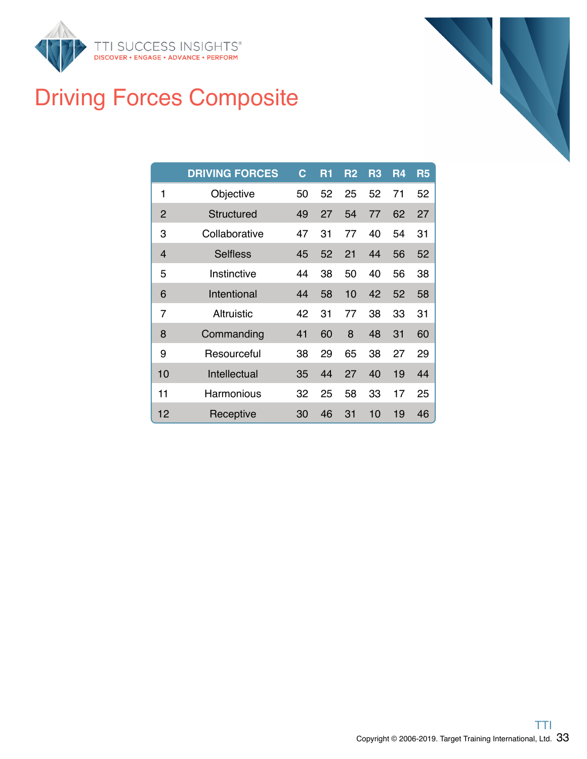# Driving Forces Composite

| | DRIVING FORCES | C | R1 | R2 | R3 | R4 | R5 |
|---|---|---|---|---|---|---|---|
| 1 | Objective | 50 | 52 | 25 | 52 | 71 | 52 |
| 2 | Structured | 49 | 27 | 54 | 77 | 62 | 27 |
| 3 | Collaborative | 47 | 31 | 77 | 40 | 54 | 31 |
| 4 | Selfless | 45 | 52 | 21 | 44 | 56 | 52 |
| 5 | Instinctive | 44 | 38 | 50 | 40 | 56 | 38 |
| 6 | Intentional | 44 | 58 | 10 | 42 | 52 | 58 |
| 7 | Altruistic | 42 | 31 | 77 | 38 | 33 | 31 |
| 8 | Commanding | 41 | 60 | 8 | 48 | 31 | 60 |
| 9 | Resourceful | 38 | 29 | 65 | 38 | 27 | 29 |
| 10 | Intellectual | 35 | 44 | 27 | 40 | 19 | 44 |
| 11 | Harmonious | 32 | 25 | 58 | 33 | 17 | 25 |
| 12 | Receptive | 30 | 46 | 31 | 10 | 19 | 46 |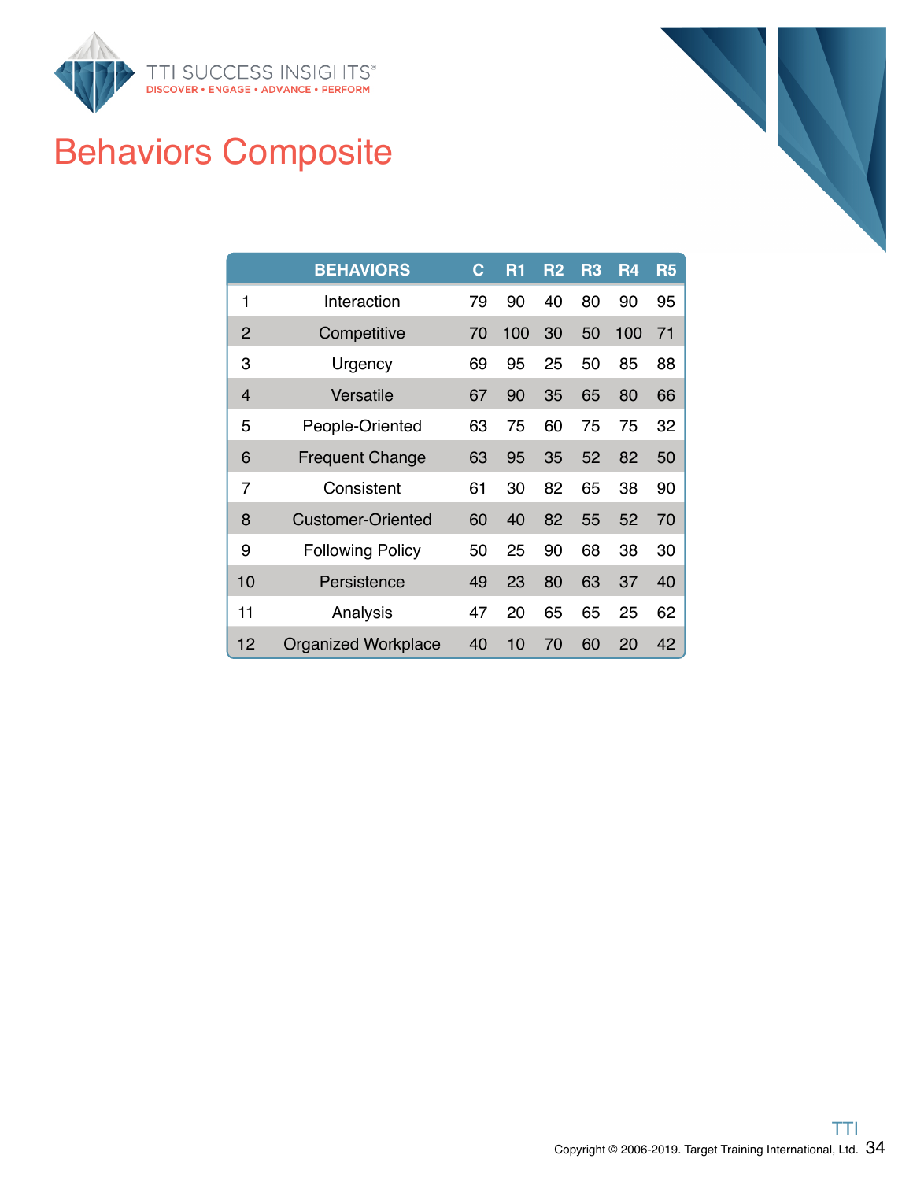# Behaviors Composite

| | BEHAVIORS | C | R1 | R2 | R3 | R4 | R5 |
|---|---|---|---|---|---|---|---|
| 1 | Interaction | 79 | 90 | 40 | 80 | 90 | 95 |
| 2 | Competitive | 70 | 100 | 30 | 50 | 100 | 71 |
| 3 | Urgency | 69 | 95 | 25 | 50 | 85 | 88 |
| 4 | Versatile | 67 | 90 | 35 | 65 | 80 | 66 |
| 5 | People-Oriented | 63 | 75 | 60 | 75 | 75 | 32 |
| 6 | Frequent Change | 63 | 95 | 35 | 52 | 82 | 50 |
| 7 | Consistent | 61 | 30 | 82 | 65 | 38 | 90 |
| 8 | Customer-Oriented | 60 | 40 | 82 | 55 | 52 | 70 |
| 9 | Following Policy | 50 | 25 | 90 | 68 | 38 | 30 |
| 10 | Persistence | 49 | 23 | 80 | 63 | 37 | 40 |
| 11 | Analysis | 47 | 20 | 65 | 65 | 25 | 62 |
| 12 | Organized Workplace | 40 | 10 | 70 | 60 | 20 | 42 |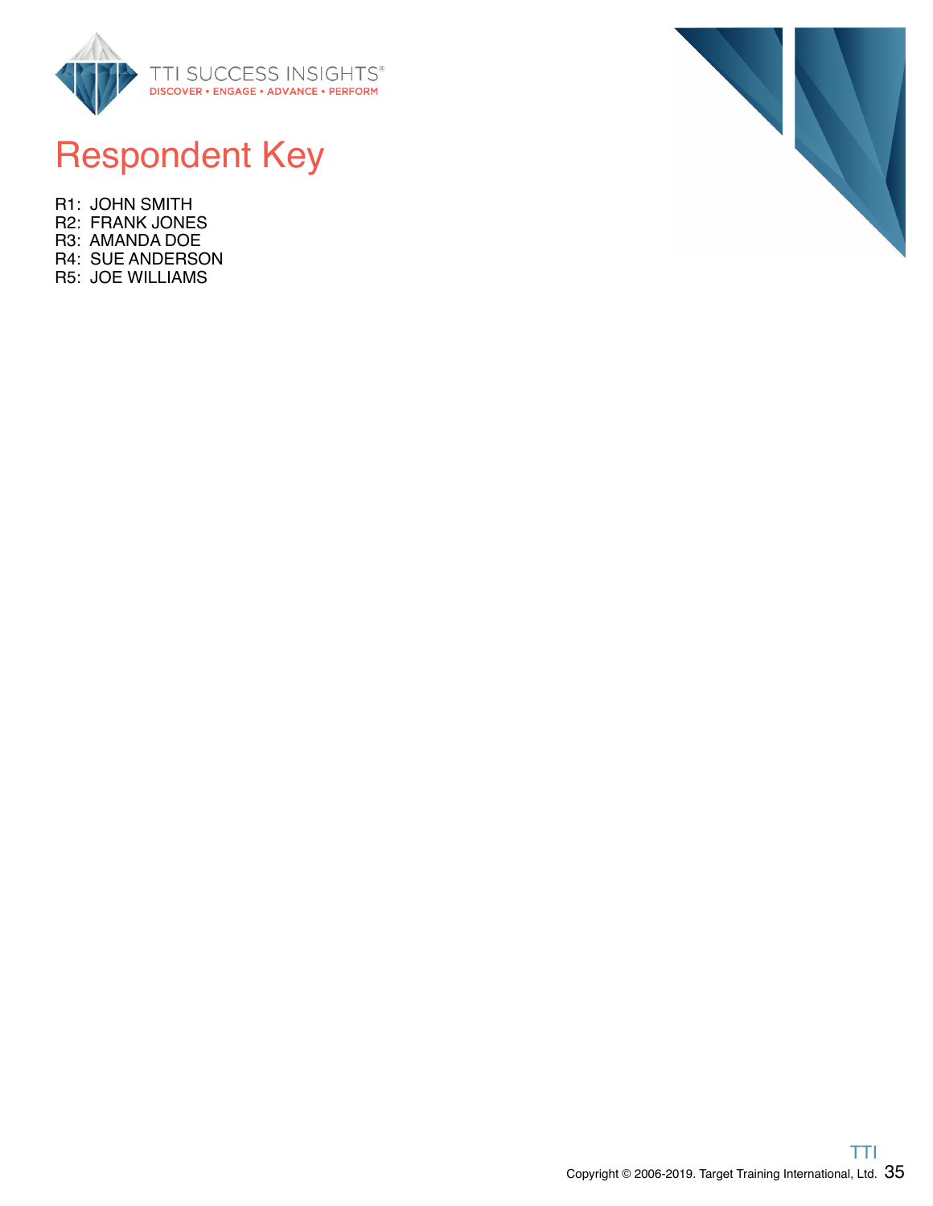# Respondent Key

R1: JOHN SMITH
R2: FRANK JONES
R3: AMANDA DOE
R4: SUE ANDERSON
R5: JOE WILLIAMS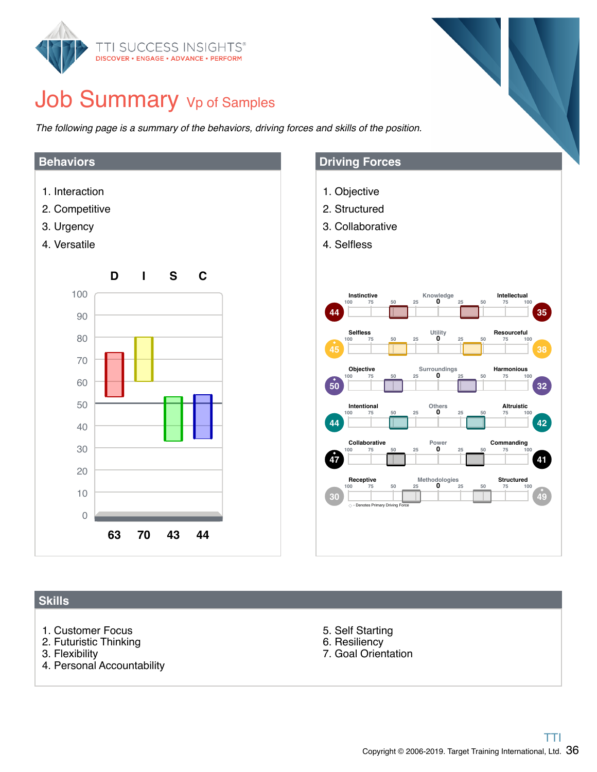TTI SUCCESS INSIGHTS®
DISCOVER • ENGAGE • ADVANCE • PERFORM

# Job Summary Vp of Samples

*The following page is a summary of the behaviors, driving forces and skills of the position.*

## Behaviors

1. Interaction
2. Competitive
3. Urgency
4. Versatile

D I S C

100
90
80
70
60
50
40
30
20
10
0

63 70 43 44

## Driving Forces

1. Objective
2. Structured
3. Collaborative
4. Selfless

Instinctive — Knowledge — Intellectual
100 75 50 25 0 25 50 75 100
44 35

Selfless — Utility — Resourceful
100 75 50 25 0 25 50 75 100
45 38

Objective — Surroundings — Harmonious
100 75 50 25 0 25 50 75 100
50 32

Intentional — Others — Altruistic
100 75 50 25 0 25 50 75 100
44 42

Collaborative — Power — Commanding
100 75 50 25 0 25 50 75 100
47 41

Receptive — Methodologies — Structured
100 75 50 25 0 25 50 75 100
30 49

◇ - Denotes Primary Driving Force

## Skills

1. Customer Focus
2. Futuristic Thinking
3. Flexibility
4. Personal Accountability
5. Self Starting
6. Resiliency
7. Goal Orientation

TTI

Copyright © 2006-2019. Target Training International, Ltd.